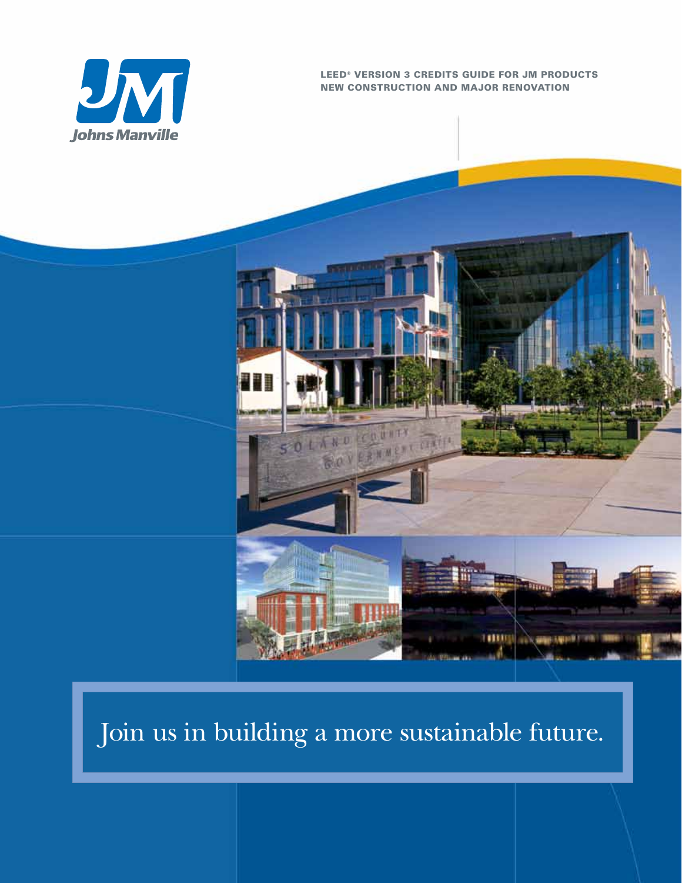Johns Manville

# LEED® VERSION 3 CREDITS GUIDE FOR JM PRODUCTS
## NEW CONSTRUCTION AND MAJOR RENOVATION

Join us in building a more sustainable future.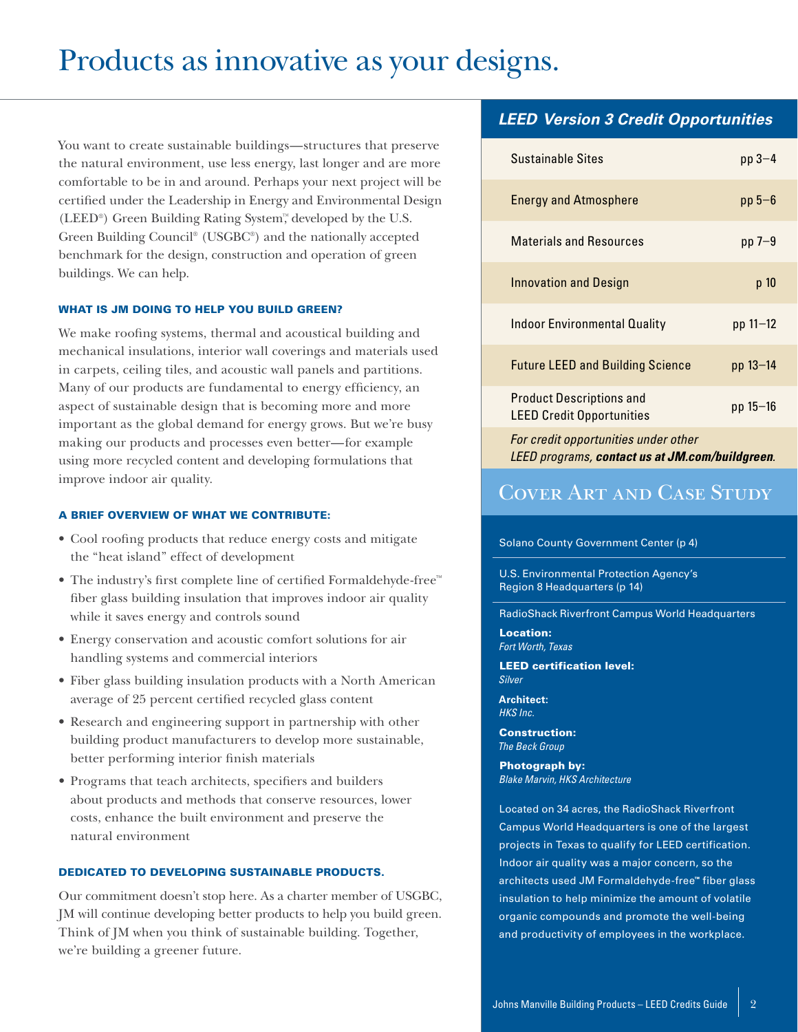# Products as innovative as your designs.

You want to create sustainable buildings—structures that preserve the natural environment, use less energy, last longer and are more comfortable to be in and around. Perhaps your next project will be certified under the Leadership in Energy and Environmental Design (LEED®) Green Building Rating System™, developed by the U.S. Green Building Council® (USGBC®) and the nationally accepted benchmark for the design, construction and operation of green buildings. We can help.

### WHAT IS JM DOING TO HELP YOU BUILD GREEN?

We make roofing systems, thermal and acoustical building and mechanical insulations, interior wall coverings and materials used in carpets, ceiling tiles, and acoustic wall panels and partitions. Many of our products are fundamental to energy efficiency, an aspect of sustainable design that is becoming more and more important as the global demand for energy grows. But we're busy making our products and processes even better—for example using more recycled content and developing formulations that improve indoor air quality.

### A BRIEF OVERVIEW OF WHAT WE CONTRIBUTE:

- Cool roofing products that reduce energy costs and mitigate the "heat island" effect of development
- The industry's first complete line of certified Formaldehyde-free™ fiber glass building insulation that improves indoor air quality while it saves energy and controls sound
- Energy conservation and acoustic comfort solutions for air handling systems and commercial interiors
- Fiber glass building insulation products with a North American average of 25 percent certified recycled glass content
- Research and engineering support in partnership with other building product manufacturers to develop more sustainable, better performing interior finish materials
- Programs that teach architects, specifiers and builders about products and methods that conserve resources, lower costs, enhance the built environment and preserve the natural environment

### DEDICATED TO DEVELOPING SUSTAINABLE PRODUCTS.

Our commitment doesn't stop here. As a charter member of USGBC, JM will continue developing better products to help you build green. Think of JM when you think of sustainable building. Together, we're building a greener future.

## LEED Version 3 Credit Opportunities

| Section | Pages |
|---|---|
| Sustainable Sites | pp 3–4 |
| Energy and Atmosphere | pp 5–6 |
| Materials and Resources | pp 7–9 |
| Innovation and Design | p 10 |
| Indoor Environmental Quality | pp 11–12 |
| Future LEED and Building Science | pp 13–14 |
| Product Descriptions and LEED Credit Opportunities | pp 15–16 |

*For credit opportunities under other LEED programs, **contact us at JM.com/buildgreen**.*

## Cover Art and Case Study

Solano County Government Center (p 4)

U.S. Environmental Protection Agency's Region 8 Headquarters (p 14)

RadioShack Riverfront Campus World Headquarters

**Location:**
*Fort Worth, Texas*

**LEED certification level:**
*Silver*

**Architect:**
*HKS Inc.*

**Construction:**
*The Beck Group*

**Photograph by:**
*Blake Marvin, HKS Architecture*

Located on 34 acres, the RadioShack Riverfront Campus World Headquarters is one of the largest projects in Texas to qualify for LEED certification. Indoor air quality was a major concern, so the architects used JM Formaldehyde-free™ fiber glass insulation to help minimize the amount of volatile organic compounds and promote the well-being and productivity of employees in the workplace.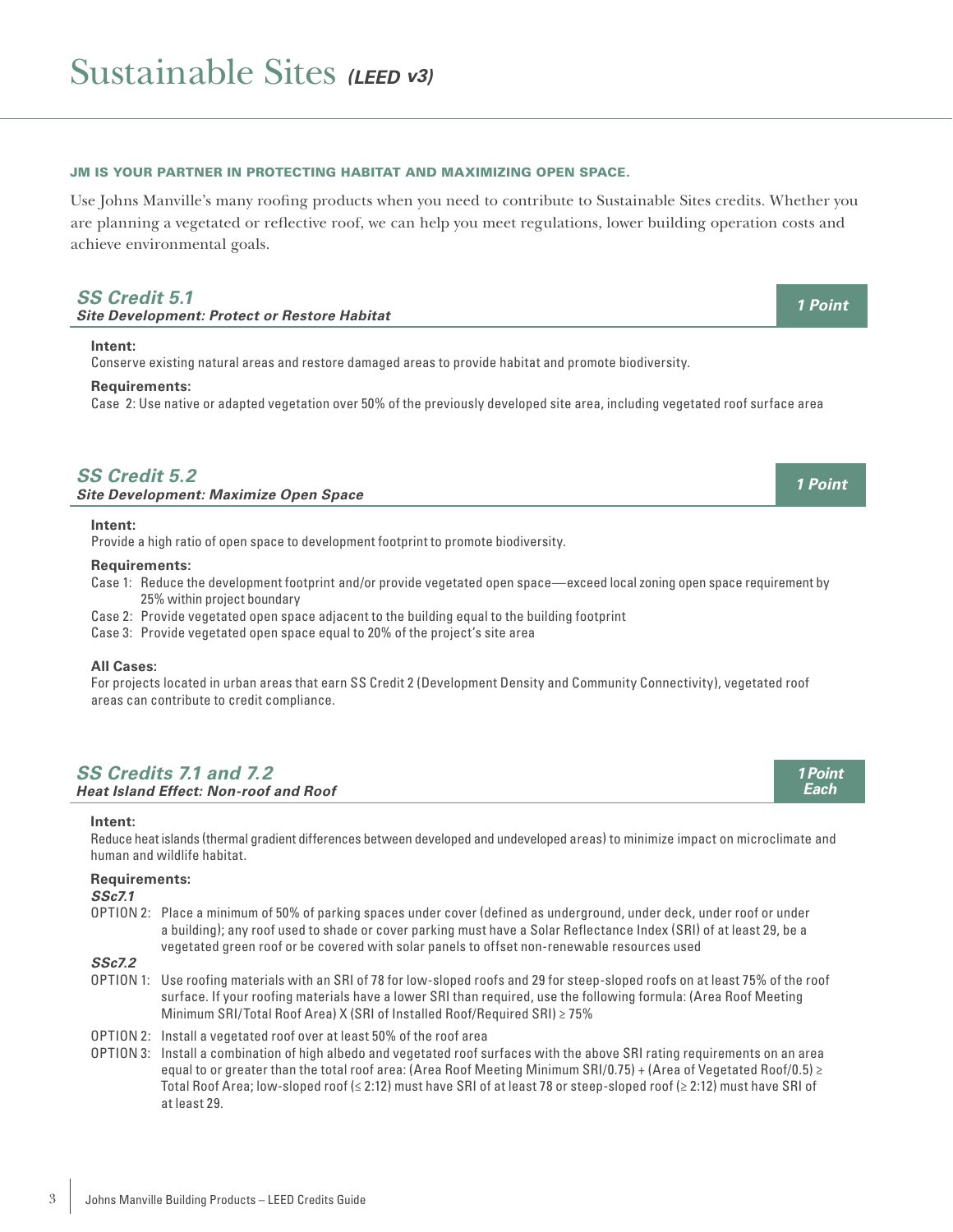# Sustainable Sites *(LEED v3)*

**JM IS YOUR PARTNER IN PROTECTING HABITAT AND MAXIMIZING OPEN SPACE.**

Use Johns Manville's many roofing products when you need to contribute to Sustainable Sites credits. Whether you are planning a vegetated or reflective roof, we can help you meet regulations, lower building operation costs and achieve environmental goals.

## *SS Credit 5.1* — *1 Point*

### *Site Development: Protect or Restore Habitat*

**Intent:**
Conserve existing natural areas and restore damaged areas to provide habitat and promote biodiversity.

**Requirements:**
Case 2: Use native or adapted vegetation over 50% of the previously developed site area, including vegetated roof surface area

## *SS Credit 5.2* — *1 Point*

### *Site Development: Maximize Open Space*

**Intent:**
Provide a high ratio of open space to development footprint to promote biodiversity.

**Requirements:**

- Case 1: Reduce the development footprint and/or provide vegetated open space—exceed local zoning open space requirement by 25% within project boundary
- Case 2: Provide vegetated open space adjacent to the building equal to the building footprint
- Case 3: Provide vegetated open space equal to 20% of the project's site area

**All Cases:**
For projects located in urban areas that earn SS Credit 2 (Development Density and Community Connectivity), vegetated roof areas can contribute to credit compliance.

## *SS Credits 7.1 and 7.2* — *1 Point Each*

### *Heat Island Effect: Non-roof and Roof*

**Intent:**
Reduce heat islands (thermal gradient differences between developed and undeveloped areas) to minimize impact on microclimate and human and wildlife habitat.

**Requirements:**

***SSc7.1***

- OPTION 2: Place a minimum of 50% of parking spaces under cover (defined as underground, under deck, under roof or under a building); any roof used to shade or cover parking must have a Solar Reflectance Index (SRI) of at least 29, be a vegetated green roof or be covered with solar panels to offset non-renewable resources used

***SSc7.2***

- OPTION 1: Use roofing materials with an SRI of 78 for low-sloped roofs and 29 for steep-sloped roofs on at least 75% of the roof surface. If your roofing materials have a lower SRI than required, use the following formula: (Area Roof Meeting Minimum SRI/Total Roof Area) X (SRI of Installed Roof/Required SRI) ≥ 75%
- OPTION 2: Install a vegetated roof over at least 50% of the roof area
- OPTION 3: Install a combination of high albedo and vegetated roof surfaces with the above SRI rating requirements on an area equal to or greater than the total roof area: (Area Roof Meeting Minimum SRI/0.75) + (Area of Vegetated Roof/0.5) ≥ Total Roof Area; low-sloped roof (≤ 2:12) must have SRI of at least 78 or steep-sloped roof (≥ 2:12) must have SRI of at least 29.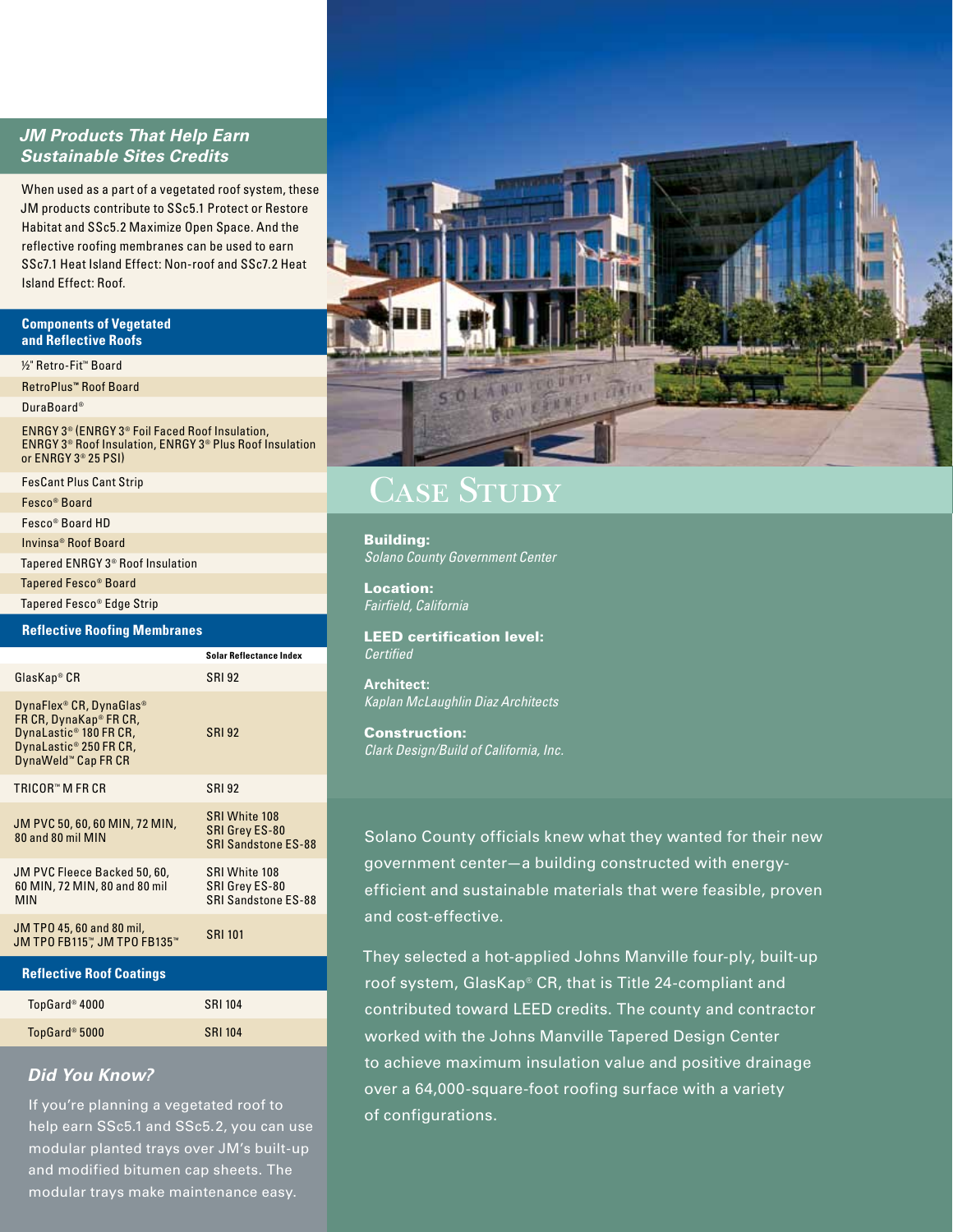## JM Products That Help Earn Sustainable Sites Credits

When used as a part of a vegetated roof system, these JM products contribute to SSc5.1 Protect or Restore Habitat and SSc5.2 Maximize Open Space. And the reflective roofing membranes can be used to earn SSc7.1 Heat Island Effect: Non-roof and SSc7.2 Heat Island Effect: Roof.

| Components of Vegetated and Reflective Roofs |
| --- |
| ½" Retro-Fit™ Board |
| RetroPlus™ Roof Board |
| DuraBoard® |
| ENRGY 3® (ENRGY 3® Foil Faced Roof Insulation, ENRGY 3® Roof Insulation, ENRGY 3® Plus Roof Insulation or ENRGY 3® 25 PSI) |
| FesCant Plus Cant Strip |
| Fesco® Board |
| Fesco® Board HD |
| Invinsa® Roof Board |
| Tapered ENRGY 3® Roof Insulation |
| Tapered Fesco® Board |
| Tapered Fesco® Edge Strip |

| Reflective Roofing Membranes | Solar Reflectance Index |
| --- | --- |
| GlasKap® CR | SRI 92 |
| DynaFlex® CR, DynaGlas® FR CR, DynaKap® FR CR, DynaLastic® 180 FR CR, DynaLastic® 250 FR CR, DynaWeld™ Cap FR CR | SRI 92 |
| TRICOR™ M FR CR | SRI 92 |
| JM PVC 50, 60, 60 MIN, 72 MIN, 80 and 80 mil MIN | SRI White 108<br>SRI Grey ES-80<br>SRI Sandstone ES-88 |
| JM PVC Fleece Backed 50, 60, 60 MIN, 72 MIN, 80 and 80 mil MIN | SRI White 108<br>SRI Grey ES-80<br>SRI Sandstone ES-88 |
| JM TPO 45, 60 and 80 mil, JM TPO FB115™, JM TPO FB135™ | SRI 101 |

| Reflective Roof Coatings | |
| --- | --- |
| TopGard® 4000 | SRI 104 |
| TopGard® 5000 | SRI 104 |

### Did You Know?

If you're planning a vegetated roof to help earn SSc5.1 and SSc5.2, you can use modular planted trays over JM's built-up and modified bitumen cap sheets. The modular trays make maintenance easy.

## Case Study

**Building:**
*Solano County Government Center*

**Location:**
*Fairfield, California*

**LEED certification level:**
*Certified*

**Architect:**
*Kaplan McLaughlin Diaz Architects*

**Construction:**
*Clark Design/Build of California, Inc.*

Solano County officials knew what they wanted for their new government center—a building constructed with energy-efficient and sustainable materials that were feasible, proven and cost-effective.

They selected a hot-applied Johns Manville four-ply, built-up roof system, GlasKap® CR, that is Title 24-compliant and contributed toward LEED credits. The county and contractor worked with the Johns Manville Tapered Design Center to achieve maximum insulation value and positive drainage over a 64,000-square-foot roofing surface with a variety of configurations.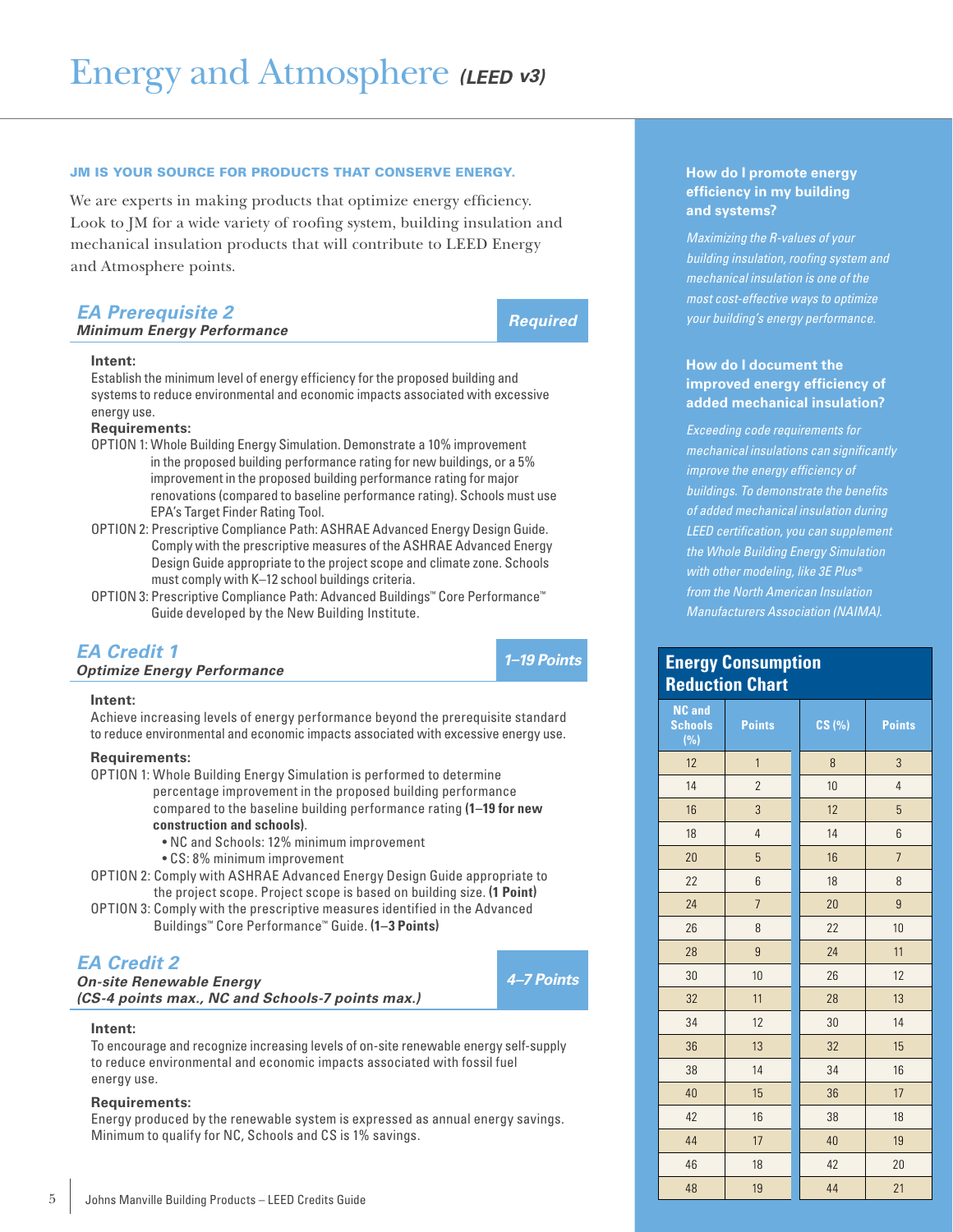# Energy and Atmosphere *(LEED v3)*

**JM IS YOUR SOURCE FOR PRODUCTS THAT CONSERVE ENERGY.**

We are experts in making products that optimize energy efficiency. Look to JM for a wide variety of roofing system, building insulation and mechanical insulation products that will contribute to LEED Energy and Atmosphere points.

## *EA Prerequisite 2* — *Required*

***Minimum Energy Performance***

**Intent:**
Establish the minimum level of energy efficiency for the proposed building and systems to reduce environmental and economic impacts associated with excessive energy use.

**Requirements:**

OPTION 1: Whole Building Energy Simulation. Demonstrate a 10% improvement in the proposed building performance rating for new buildings, or a 5% improvement in the proposed building performance rating for major renovations (compared to baseline performance rating). Schools must use EPA's Target Finder Rating Tool.

OPTION 2: Prescriptive Compliance Path: ASHRAE Advanced Energy Design Guide. Comply with the prescriptive measures of the ASHRAE Advanced Energy Design Guide appropriate to the project scope and climate zone. Schools must comply with K–12 school buildings criteria.

OPTION 3: Prescriptive Compliance Path: Advanced Buildings™ Core Performance™ Guide developed by the New Building Institute.

## *EA Credit 1* — *1–19 Points*

***Optimize Energy Performance***

**Intent:**
Achieve increasing levels of energy performance beyond the prerequisite standard to reduce environmental and economic impacts associated with excessive energy use.

**Requirements:**

OPTION 1: Whole Building Energy Simulation is performed to determine percentage improvement in the proposed building performance compared to the baseline building performance rating **(1–19 for new construction and schools)**.

- NC and Schools: 12% minimum improvement
- CS: 8% minimum improvement

OPTION 2: Comply with ASHRAE Advanced Energy Design Guide appropriate to the project scope. Project scope is based on building size. **(1 Point)**

OPTION 3: Comply with the prescriptive measures identified in the Advanced Buildings™ Core Performance™ Guide. **(1–3 Points)**

## *EA Credit 2* — *4–7 Points*

***On-site Renewable Energy***
***(CS-4 points max., NC and Schools-7 points max.)***

**Intent:**
To encourage and recognize increasing levels of on-site renewable energy self-supply to reduce environmental and economic impacts associated with fossil fuel energy use.

**Requirements:**
Energy produced by the renewable system is expressed as annual energy savings. Minimum to qualify for NC, Schools and CS is 1% savings.

### How do I promote energy efficiency in my building and systems?

*Maximizing the R-values of your building insulation, roofing system and mechanical insulation is one of the most cost-effective ways to optimize your building's energy performance.*

### How do I document the improved energy efficiency of added mechanical insulation?

*Exceeding code requirements for mechanical insulations can significantly improve the energy efficiency of buildings. To demonstrate the benefits of added mechanical insulation during LEED certification, you can supplement the Whole Building Energy Simulation with other modeling, like 3E Plus® from the North American Insulation Manufacturers Association (NAIMA).*

### Energy Consumption Reduction Chart

| NC and Schools (%) | Points | CS (%) | Points |
|---|---|---|---|
| 12 | 1 | 8 | 3 |
| 14 | 2 | 10 | 4 |
| 16 | 3 | 12 | 5 |
| 18 | 4 | 14 | 6 |
| 20 | 5 | 16 | 7 |
| 22 | 6 | 18 | 8 |
| 24 | 7 | 20 | 9 |
| 26 | 8 | 22 | 10 |
| 28 | 9 | 24 | 11 |
| 30 | 10 | 26 | 12 |
| 32 | 11 | 28 | 13 |
| 34 | 12 | 30 | 14 |
| 36 | 13 | 32 | 15 |
| 38 | 14 | 34 | 16 |
| 40 | 15 | 36 | 17 |
| 42 | 16 | 38 | 18 |
| 44 | 17 | 40 | 19 |
| 46 | 18 | 42 | 20 |
| 48 | 19 | 44 | 21 |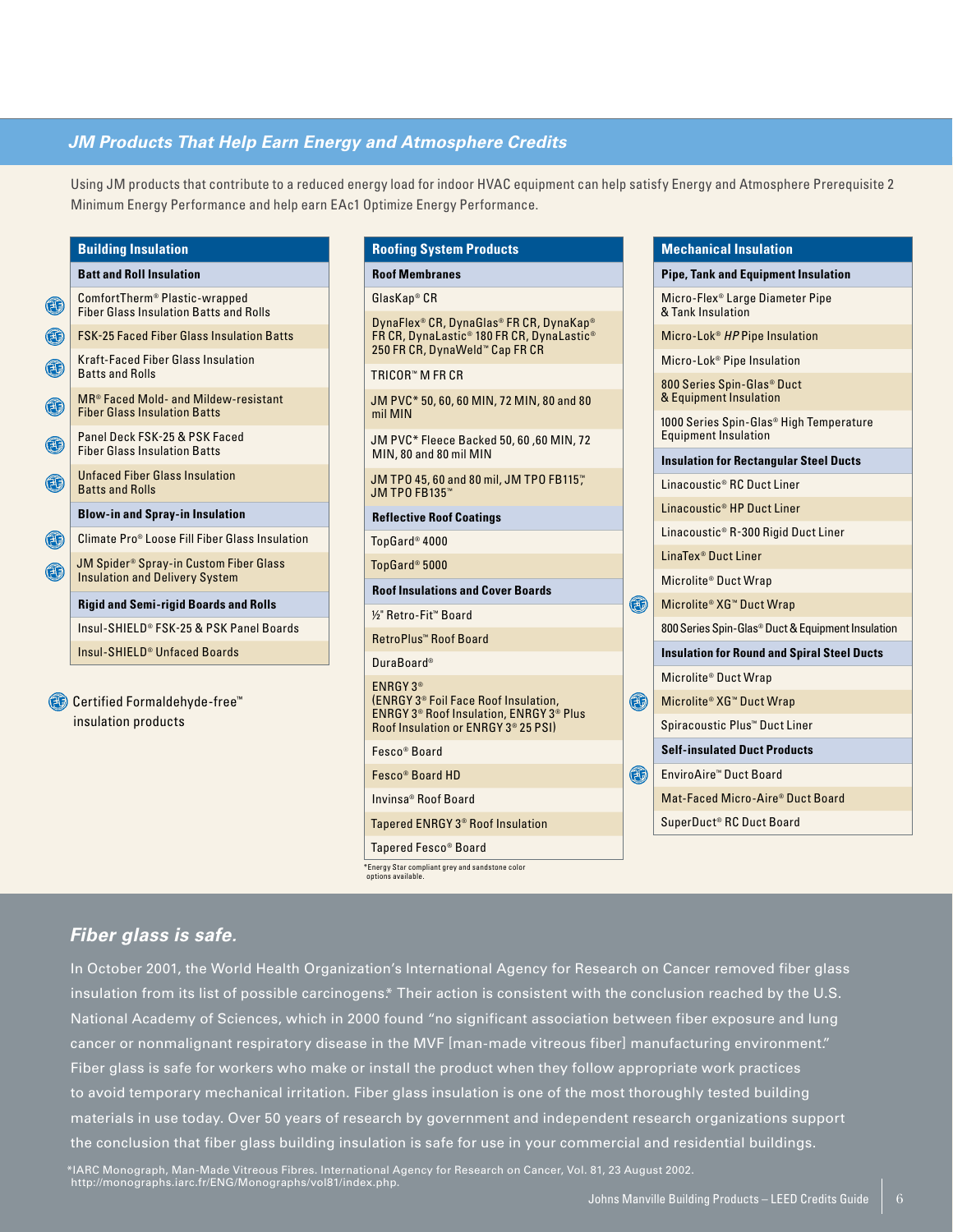## JM Products That Help Earn Energy and Atmosphere Credits

Using JM products that contribute to a reduced energy load for indoor HVAC equipment can help satisfy Energy and Atmosphere Prerequisite 2 Minimum Energy Performance and help earn EAc1 Optimize Energy Performance.

| Building Insulation |
|---|
| **Batt and Roll Insulation** |
| (FF) ComfortTherm® Plastic-wrapped Fiber Glass Insulation Batts and Rolls |
| (FF) FSK-25 Faced Fiber Glass Insulation Batts |
| (FF) Kraft-Faced Fiber Glass Insulation Batts and Rolls |
| (FF) MR® Faced Mold- and Mildew-resistant Fiber Glass Insulation Batts |
| (FF) Panel Deck FSK-25 & PSK Faced Fiber Glass Insulation Batts |
| (FF) Unfaced Fiber Glass Insulation Batts and Rolls |
| **Blow-in and Spray-in Insulation** |
| (FF) Climate Pro® Loose Fill Fiber Glass Insulation |
| (FF) JM Spider® Spray-in Custom Fiber Glass Insulation and Delivery System |
| **Rigid and Semi-rigid Boards and Rolls** |
| Insul-SHIELD® FSK-25 & PSK Panel Boards |
| Insul-SHIELD® Unfaced Boards |

(FF) Certified Formaldehyde-free™ insulation products

| Roofing System Products |
|---|
| **Roof Membranes** |
| GlasKap® CR |
| DynaFlex® CR, DynaGlas® FR CR, DynaKap® FR CR, DynaLastic® 180 FR CR, DynaLastic® 250 FR CR, DynaWeld™ Cap FR CR |
| TRICOR™ M FR CR |
| JM PVC* 50, 60, 60 MIN, 72 MIN, 80 and 80 mil MIN |
| JM PVC* Fleece Backed 50, 60 ,60 MIN, 72 MIN, 80 and 80 mil MIN |
| JM TPO 45, 60 and 80 mil, JM TPO FB115™, JM TPO FB135™ |
| **Reflective Roof Coatings** |
| TopGard® 4000 |
| TopGard® 5000 |
| **Roof Insulations and Cover Boards** |
| ½" Retro-Fit™ Board |
| RetroPlus™ Roof Board |
| DuraBoard® |
| ENRGY 3® (ENRGY 3® Foil Face Roof Insulation, ENRGY 3® Roof Insulation, ENRGY 3® Plus Roof Insulation or ENRGY 3® 25 PSI) |
| Fesco® Board |
| Fesco® Board HD |
| Invinsa® Roof Board |
| Tapered ENRGY 3® Roof Insulation |
| Tapered Fesco® Board |

*Energy Star compliant grey and sandstone color options available.

| Mechanical Insulation |
|---|
| **Pipe, Tank and Equipment Insulation** |
| Micro-Flex® Large Diameter Pipe & Tank Insulation |
| Micro-Lok® *HP* Pipe Insulation |
| Micro-Lok® Pipe Insulation |
| 800 Series Spin-Glas® Duct & Equipment Insulation |
| 1000 Series Spin-Glas® High Temperature Equipment Insulation |
| **Insulation for Rectangular Steel Ducts** |
| Linacoustic® RC Duct Liner |
| Linacoustic® HP Duct Liner |
| Linacoustic® R-300 Rigid Duct Liner |
| LinaTex® Duct Liner |
| Microlite® Duct Wrap |
| (FF) Microlite® XG™ Duct Wrap |
| 800 Series Spin-Glas® Duct & Equipment Insulation |
| **Insulation for Round and Spiral Steel Ducts** |
| Microlite® Duct Wrap |
| (FF) Microlite® XG™ Duct Wrap |
| Spiracoustic Plus™ Duct Liner |
| **Self-insulated Duct Products** |
| (FF) EnviroAire™ Duct Board |
| Mat-Faced Micro-Aire® Duct Board |
| SuperDuct® RC Duct Board |

## *Fiber glass is safe.*

In October 2001, the World Health Organization's International Agency for Research on Cancer removed fiber glass insulation from its list of possible carcinogens.* Their action is consistent with the conclusion reached by the U.S. National Academy of Sciences, which in 2000 found "no significant association between fiber exposure and lung cancer or nonmalignant respiratory disease in the MVF [man-made vitreous fiber] manufacturing environment." Fiber glass is safe for workers who make or install the product when they follow appropriate work practices to avoid temporary mechanical irritation. Fiber glass insulation is one of the most thoroughly tested building materials in use today. Over 50 years of research by government and independent research organizations support the conclusion that fiber glass building insulation is safe for use in your commercial and residential buildings.

*IARC Monograph, Man-Made Vitreous Fibres. International Agency for Research on Cancer, Vol. 81, 23 August 2002. http://monographs.iarc.fr/ENG/Monographs/vol81/index.php.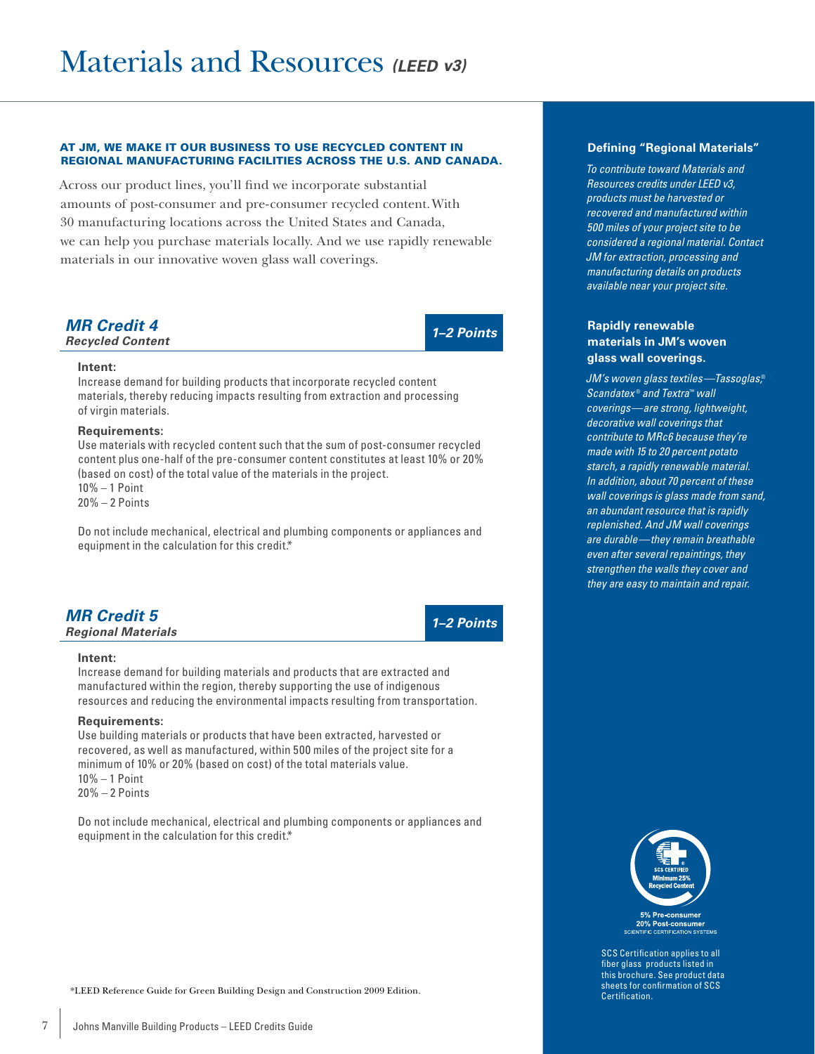# Materials and Resources *(LEED v3)*

**AT JM, WE MAKE IT OUR BUSINESS TO USE RECYCLED CONTENT IN REGIONAL MANUFACTURING FACILITIES ACROSS THE U.S. AND CANADA.**

Across our product lines, you'll find we incorporate substantial amounts of post-consumer and pre-consumer recycled content. With 30 manufacturing locations across the United States and Canada, we can help you purchase materials locally. And we use rapidly renewable materials in our innovative woven glass wall coverings.

## *MR Credit 4* — *1–2 Points*

***Recycled Content***

**Intent:**

Increase demand for building products that incorporate recycled content materials, thereby reducing impacts resulting from extraction and processing of virgin materials.

**Requirements:**

Use materials with recycled content such that the sum of post-consumer recycled content plus one-half of the pre-consumer content constitutes at least 10% or 20% (based on cost) of the total value of the materials in the project.
10% – 1 Point
20% – 2 Points

Do not include mechanical, electrical and plumbing components or appliances and equipment in the calculation for this credit.*

## *MR Credit 5* — *1–2 Points*

***Regional Materials***

**Intent:**

Increase demand for building materials and products that are extracted and manufactured within the region, thereby supporting the use of indigenous resources and reducing the environmental impacts resulting from transportation.

**Requirements:**

Use building materials or products that have been extracted, harvested or recovered, as well as manufactured, within 500 miles of the project site for a minimum of 10% or 20% (based on cost) of the total materials value.
10% – 1 Point
20% – 2 Points

Do not include mechanical, electrical and plumbing components or appliances and equipment in the calculation for this credit.*

*LEED Reference Guide for Green Building Design and Construction 2009 Edition.

### Defining "Regional Materials"

*To contribute toward Materials and Resources credits under LEED v3, products must be harvested or recovered and manufactured within 500 miles of your project site to be considered a regional material. Contact JM for extraction, processing and manufacturing details on products available near your project site.*

### Rapidly renewable materials in JM's woven glass wall coverings.

*JM's woven glass textiles—Tassoglas,® Scandatex® and Textra™ wall coverings—are strong, lightweight, decorative wall coverings that contribute to MRc6 because they're made with 15 to 20 percent potato starch, a rapidly renewable material. In addition, about 70 percent of these wall coverings is glass made from sand, an abundant resource that is rapidly replenished. And JM wall coverings are durable—they remain breathable even after several repaintings, they strengthen the walls they cover and they are easy to maintain and repair.*

SCS CERTIFIED Minimum 25% Recycled Content
5% Pre-consumer
20% Post-consumer
SCIENTIFIC CERTIFICATION SYSTEMS

SCS Certification applies to all fiber glass products listed in this brochure. See product data sheets for confirmation of SCS Certification.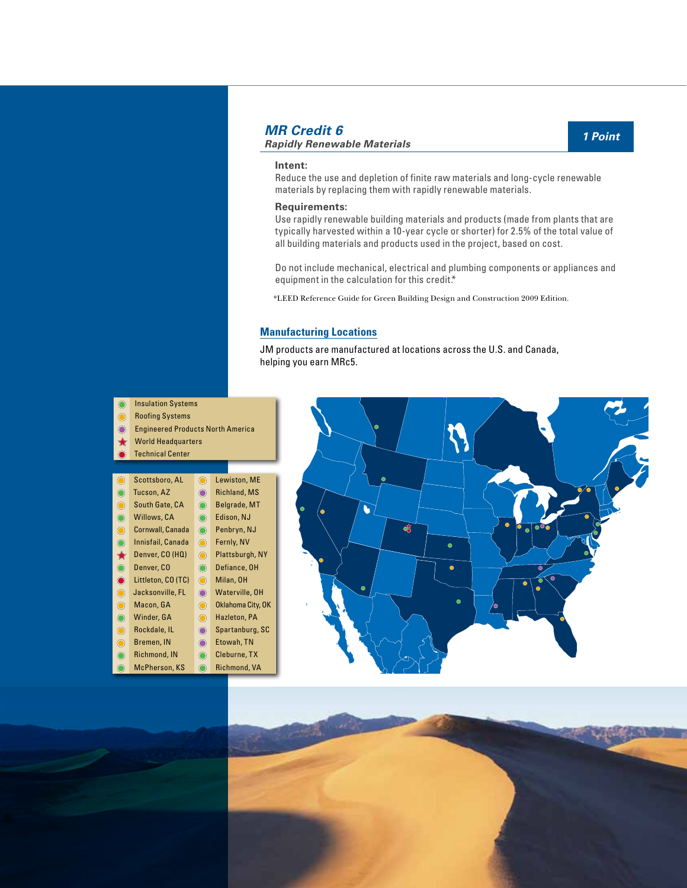## MR Credit 6

***Rapidly Renewable Materials***

**1 Point**

**Intent:**

Reduce the use and depletion of finite raw materials and long-cycle renewable materials by replacing them with rapidly renewable materials.

**Requirements:**

Use rapidly renewable building materials and products (made from plants that are typically harvested within a 10-year cycle or shorter) for 2.5% of the total value of all building materials and products used in the project, based on cost.

Do not include mechanical, electrical and plumbing components or appliances and equipment in the calculation for this credit.*

*LEED Reference Guide for Green Building Design and Construction 2009 Edition.

### Manufacturing Locations

JM products are manufactured at locations across the U.S. and Canada, helping you earn MRc5.

- Insulation Systems
- Roofing Systems
- Engineered Products North America
- World Headquarters
- Technical Center

| Location | Type | Location | Type |
|---|---|---|---|
| Scottsboro, AL | Roofing Systems | Lewiston, ME | Roofing Systems |
| Tucson, AZ | Insulation Systems | Richland, MS | Engineered Products North America |
| South Gate, CA | Roofing Systems | Belgrade, MT | Insulation Systems |
| Willows, CA | Insulation Systems | Edison, NJ | Insulation Systems |
| Cornwall, Canada | Roofing Systems | Penbryn, NJ | Insulation Systems |
| Innisfail, Canada | Insulation Systems | Fernly, NV | Roofing Systems |
| Denver, CO (HQ) | World Headquarters | Plattsburgh, NY | Roofing Systems |
| Denver, CO | Insulation Systems | Defiance, OH | Insulation Systems |
| Littleton, CO (TC) | Technical Center | Milan, OH | Roofing Systems |
| Jacksonville, FL | Roofing Systems | Waterville, OH | Engineered Products North America |
| Macon, GA | Roofing Systems | Oklahoma City, OK | Roofing Systems |
| Winder, GA | Insulation Systems | Hazleton, PA | Roofing Systems |
| Rockdale, IL | Roofing Systems | Spartanburg, SC | Engineered Products North America |
| Bremen, IN | Roofing Systems | Etowah, TN | Engineered Products North America |
| Richmond, IN | Insulation Systems | Cleburne, TX | Insulation Systems |
| McPherson, KS | Insulation Systems | Richmond, VA | Insulation Systems |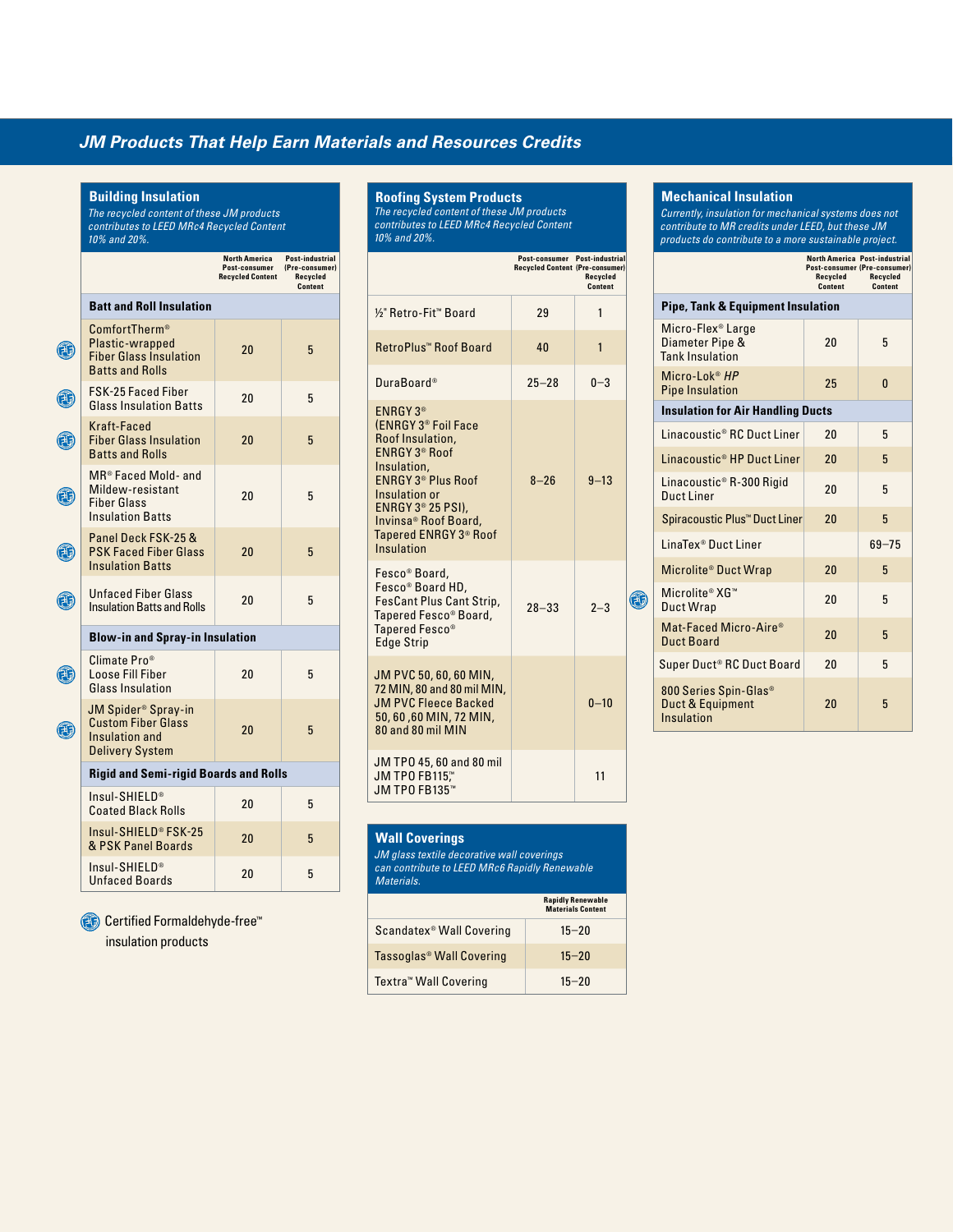## JM Products That Help Earn Materials and Resources Credits

### Building Insulation

*The recycled content of these JM products contributes to LEED MRc4 Recycled Content 10% and 20%.*

| | North America Post-consumer Recycled Content | Post-industrial (Pre-consumer) Recycled Content |
|---|---|---|
| **Batt and Roll Insulation** | | |
| ComfortTherm® Plastic-wrapped Fiber Glass Insulation Batts and Rolls (FF) | 20 | 5 |
| FSK-25 Faced Fiber Glass Insulation Batts (FF) | 20 | 5 |
| Kraft-Faced Fiber Glass Insulation Batts and Rolls (FF) | 20 | 5 |
| MR® Faced Mold- and Mildew-resistant Fiber Glass Insulation Batts (FF) | 20 | 5 |
| Panel Deck FSK-25 & PSK Faced Fiber Glass Insulation Batts (FF) | 20 | 5 |
| Unfaced Fiber Glass Insulation Batts and Rolls (FF) | 20 | 5 |
| **Blow-in and Spray-in Insulation** | | |
| Climate Pro® Loose Fill Fiber Glass Insulation (FF) | 20 | 5 |
| JM Spider® Spray-in Custom Fiber Glass Insulation and Delivery System (FF) | 20 | 5 |
| **Rigid and Semi-rigid Boards and Rolls** | | |
| Insul-SHIELD® Coated Black Rolls | 20 | 5 |
| Insul-SHIELD® FSK-25 & PSK Panel Boards | 20 | 5 |
| Insul-SHIELD® Unfaced Boards | 20 | 5 |

(FF) Certified Formaldehyde-free™ insulation products

### Roofing System Products

*The recycled content of these JM products contributes to LEED MRc4 Recycled Content 10% and 20%.*

| | Post-consumer Recycled Content | Post-industrial (Pre-consumer) Recycled Content |
|---|---|---|
| ½" Retro-Fit™ Board | 29 | 1 |
| RetroPlus™ Roof Board | 40 | 1 |
| DuraBoard® | 25–28 | 0–3 |
| ENRGY 3® (ENRGY 3® Foil Face Roof Insulation, ENRGY 3® Roof Insulation, ENRGY 3® Plus Roof Insulation or ENRGY 3® 25 PSI), Invinsa® Roof Board, Tapered ENRGY 3® Roof Insulation | 8–26 | 9–13 |
| Fesco® Board, Fesco® Board HD, FesCant Plus Cant Strip, Tapered Fesco® Board, Tapered Fesco® Edge Strip | 28–33 | 2–3 |
| JM PVC 50, 60, 60 MIN, 72 MIN, 80 and 80 mil MIN, JM PVC Fleece Backed 50, 60 ,60 MIN, 72 MIN, 80 and 80 mil MIN | | 0–10 |
| JM TPO 45, 60 and 80 mil JM TPO FB115™, JM TPO FB135™ | | 11 |

### Wall Coverings

*JM glass textile decorative wall coverings can contribute to LEED MRc6 Rapidly Renewable Materials.*

| | Rapidly Renewable Materials Content |
|---|---|
| Scandatex® Wall Covering | 15–20 |
| Tassoglas® Wall Covering | 15–20 |
| Textra™ Wall Covering | 15–20 |

### Mechanical Insulation

*Currently, insulation for mechanical systems does not contribute to MR credits under LEED, but these JM products do contribute to a more sustainable project.*

| | North America Post-consumer Recycled Content | Post-industrial (Pre-consumer) Recycled Content |
|---|---|---|
| **Pipe, Tank & Equipment Insulation** | | |
| Micro-Flex® Large Diameter Pipe & Tank Insulation | 20 | 5 |
| Micro-Lok® *HP* Pipe Insulation | 25 | 0 |
| **Insulation for Air Handling Ducts** | | |
| Linacoustic® RC Duct Liner | 20 | 5 |
| Linacoustic® HP Duct Liner | 20 | 5 |
| Linacoustic® R-300 Rigid Duct Liner | 20 | 5 |
| Spiracoustic Plus™ Duct Liner | 20 | 5 |
| LinaTex® Duct Liner | | 69–75 |
| Microlite® Duct Wrap | 20 | 5 |
| Microlite® XG™ Duct Wrap (FF) | 20 | 5 |
| Mat-Faced Micro-Aire® Duct Board | 20 | 5 |
| Super Duct® RC Duct Board | 20 | 5 |
| 800 Series Spin-Glas® Duct & Equipment Insulation | 20 | 5 |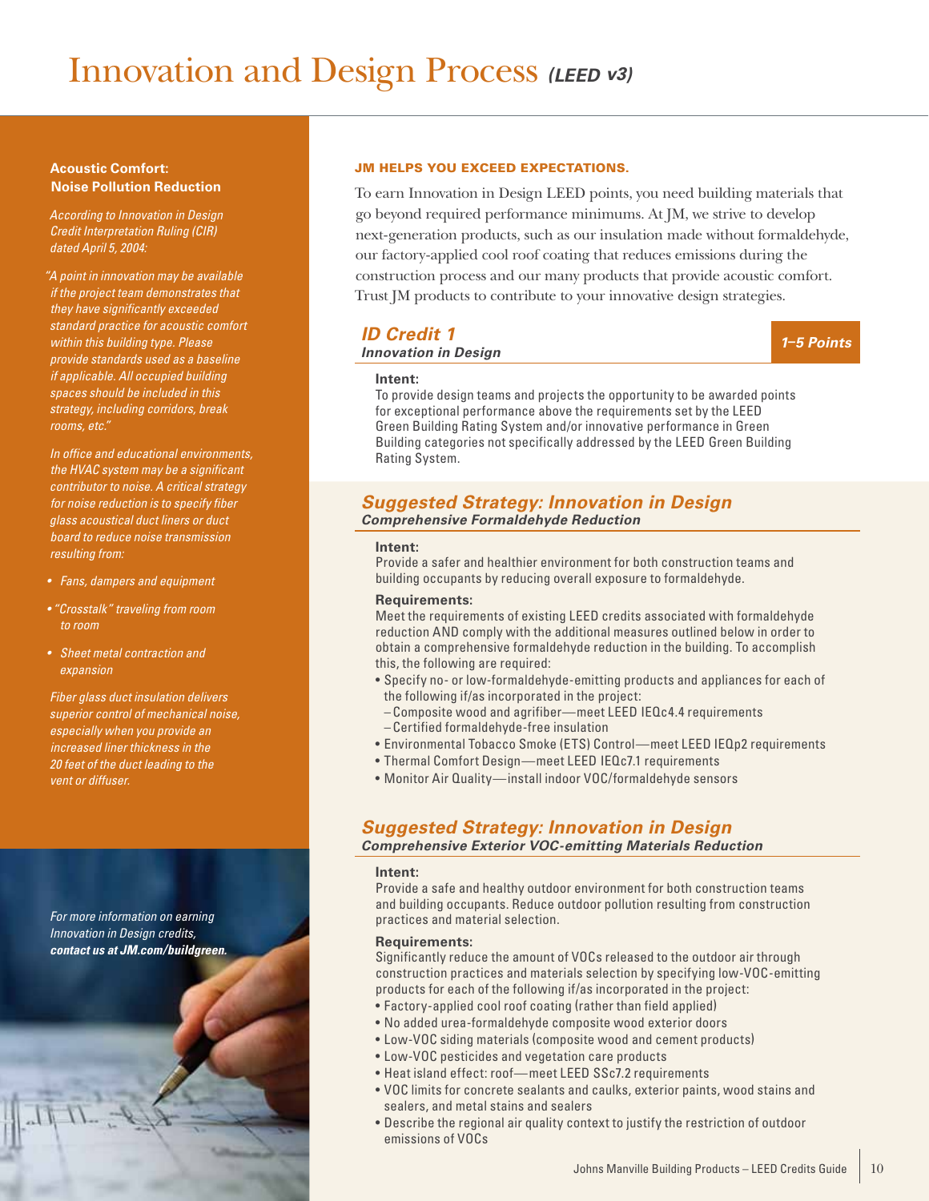# Innovation and Design Process *(LEED v3)*

**Acoustic Comfort: Noise Pollution Reduction**

*According to Innovation in Design Credit Interpretation Ruling (CIR) dated April 5, 2004:*

*"A point in innovation may be available if the project team demonstrates that they have significantly exceeded standard practice for acoustic comfort within this building type. Please provide standards used as a baseline if applicable. All occupied building spaces should be included in this strategy, including corridors, break rooms, etc."*

*In office and educational environments, the HVAC system may be a significant contributor to noise. A critical strategy for noise reduction is to specify fiber glass acoustical duct liners or duct board to reduce noise transmission resulting from:*

- *Fans, dampers and equipment*
- *"Crosstalk" traveling from room to room*
- *Sheet metal contraction and expansion*

*Fiber glass duct insulation delivers superior control of mechanical noise, especially when you provide an increased liner thickness in the 20 feet of the duct leading to the vent or diffuser.*

*For more information on earning Innovation in Design credits,* ***contact us at JM.com/buildgreen.***

**JM HELPS YOU EXCEED EXPECTATIONS.**

To earn Innovation in Design LEED points, you need building materials that go beyond required performance minimums. At JM, we strive to develop next-generation products, such as our insulation made without formaldehyde, our factory-applied cool roof coating that reduces emissions during the construction process and our many products that provide acoustic comfort. Trust JM products to contribute to your innovative design strategies.

## *ID Credit 1* — *1–5 Points*

***Innovation in Design***

**Intent:**
To provide design teams and projects the opportunity to be awarded points for exceptional performance above the requirements set by the LEED Green Building Rating System and/or innovative performance in Green Building categories not specifically addressed by the LEED Green Building Rating System.

## *Suggested Strategy: Innovation in Design*

***Comprehensive Formaldehyde Reduction***

**Intent:**
Provide a safer and healthier environment for both construction teams and building occupants by reducing overall exposure to formaldehyde.

**Requirements:**
Meet the requirements of existing LEED credits associated with formaldehyde reduction AND comply with the additional measures outlined below in order to obtain a comprehensive formaldehyde reduction in the building. To accomplish this, the following are required:

- Specify no- or low-formaldehyde-emitting products and appliances for each of the following if/as incorporated in the project:
  - Composite wood and agrifiber—meet LEED IEQc4.4 requirements
  - Certified formaldehyde-free insulation
- Environmental Tobacco Smoke (ETS) Control—meet LEED IEQp2 requirements
- Thermal Comfort Design—meet LEED IEQc7.1 requirements
- Monitor Air Quality—install indoor VOC/formaldehyde sensors

## *Suggested Strategy: Innovation in Design*

***Comprehensive Exterior VOC-emitting Materials Reduction***

**Intent:**
Provide a safe and healthy outdoor environment for both construction teams and building occupants. Reduce outdoor pollution resulting from construction practices and material selection.

**Requirements:**
Significantly reduce the amount of VOCs released to the outdoor air through construction practices and materials selection by specifying low-VOC-emitting products for each of the following if/as incorporated in the project:

- Factory-applied cool roof coating (rather than field applied)
- No added urea-formaldehyde composite wood exterior doors
- Low-VOC siding materials (composite wood and cement products)
- Low-VOC pesticides and vegetation care products
- Heat island effect: roof—meet LEED SSc7.2 requirements
- VOC limits for concrete sealants and caulks, exterior paints, wood stains and sealers, and metal stains and sealers
- Describe the regional air quality context to justify the restriction of outdoor emissions of VOCs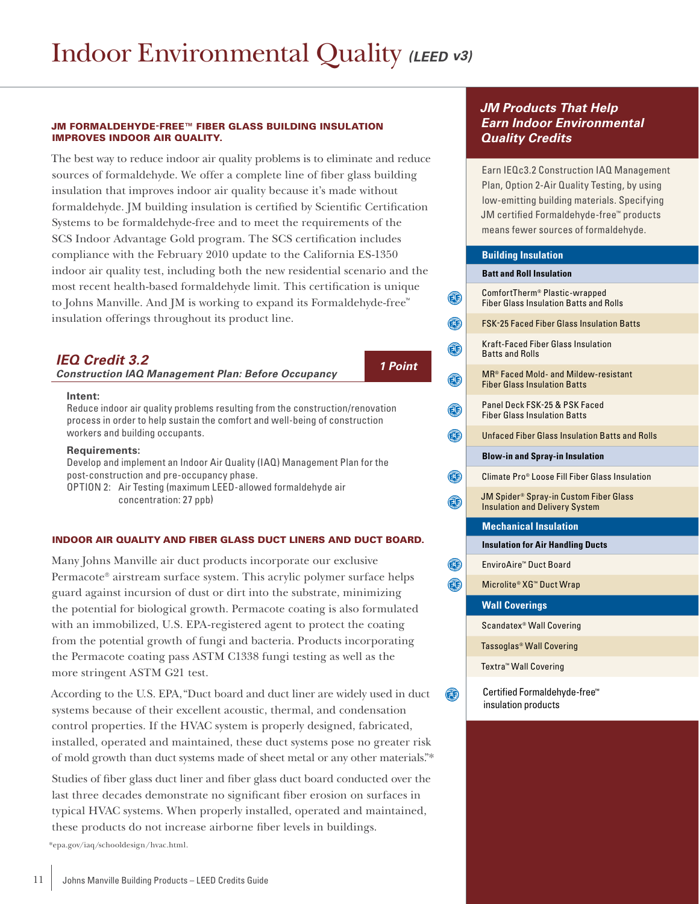# Indoor Environmental Quality *(LEED v3)*

**JM FORMALDEHYDE-FREE™ FIBER GLASS BUILDING INSULATION IMPROVES INDOOR AIR QUALITY.**

The best way to reduce indoor air quality problems is to eliminate and reduce sources of formaldehyde. We offer a complete line of fiber glass building insulation that improves indoor air quality because it's made without formaldehyde. JM building insulation is certified by Scientific Certification Systems to be formaldehyde-free and to meet the requirements of the SCS Indoor Advantage Gold program. The SCS certification includes compliance with the February 2010 update to the California ES-1350 indoor air quality test, including both the new residential scenario and the most recent health-based formaldehyde limit. This certification is unique to Johns Manville. And JM is working to expand its Formaldehyde-free™ insulation offerings throughout its product line.

## *IEQ Credit 3.2*

***Construction IAQ Management Plan: Before Occupancy*** — ***1 Point***

**Intent:**
Reduce indoor air quality problems resulting from the construction/renovation process in order to help sustain the comfort and well-being of construction workers and building occupants.

**Requirements:**
Develop and implement an Indoor Air Quality (IAQ) Management Plan for the post-construction and pre-occupancy phase.
OPTION 2: Air Testing (maximum LEED-allowed formaldehyde air concentration: 27 ppb)

**INDOOR AIR QUALITY AND FIBER GLASS DUCT LINERS AND DUCT BOARD.**

Many Johns Manville air duct products incorporate our exclusive Permacote® airstream surface system. This acrylic polymer surface helps guard against incursion of dust or dirt into the substrate, minimizing the potential for biological growth. Permacote coating is also formulated with an immobilized, U.S. EPA-registered agent to protect the coating from the potential growth of fungi and bacteria. Products incorporating the Permacote coating pass ASTM C1338 fungi testing as well as the more stringent ASTM G21 test.

According to the U.S. EPA, "Duct board and duct liner are widely used in duct systems because of their excellent acoustic, thermal, and condensation control properties. If the HVAC system is properly designed, fabricated, installed, operated and maintained, these duct systems pose no greater risk of mold growth than duct systems made of sheet metal or any other materials."*

Studies of fiber glass duct liner and fiber glass duct board conducted over the last three decades demonstrate no significant fiber erosion on surfaces in typical HVAC systems. When properly installed, operated and maintained, these products do not increase airborne fiber levels in buildings.

*epa.gov/iaq/schooldesign/hvac.html.

## *JM Products That Help Earn Indoor Environmental Quality Credits*

Earn IEQc3.2 Construction IAQ Management Plan, Option 2-Air Quality Testing, by using low-emitting building materials. Specifying JM certified Formaldehyde-free™ products means fewer sources of formaldehyde.

**Building Insulation**

**Batt and Roll Insulation**

- ComfortTherm® Plastic-wrapped Fiber Glass Insulation Batts and Rolls (Certified Formaldehyde-free™)
- FSK-25 Faced Fiber Glass Insulation Batts (Certified Formaldehyde-free™)
- Kraft-Faced Fiber Glass Insulation Batts and Rolls (Certified Formaldehyde-free™)
- MR® Faced Mold- and Mildew-resistant Fiber Glass Insulation Batts (Certified Formaldehyde-free™)
- Panel Deck FSK-25 & PSK Faced Fiber Glass Insulation Batts (Certified Formaldehyde-free™)
- Unfaced Fiber Glass Insulation Batts and Rolls (Certified Formaldehyde-free™)

**Blow-in and Spray-in Insulation**

- Climate Pro® Loose Fill Fiber Glass Insulation (Certified Formaldehyde-free™)
- JM Spider® Spray-in Custom Fiber Glass Insulation and Delivery System (Certified Formaldehyde-free™)

**Mechanical Insulation**

**Insulation for Air Handling Ducts**

- EnviroAire™ Duct Board (Certified Formaldehyde-free™)
- Microlite® XG™ Duct Wrap (Certified Formaldehyde-free™)

**Wall Coverings**

- Scandatex® Wall Covering
- Tassoglas® Wall Covering
- Textra™ Wall Covering

Certified Formaldehyde-free™ insulation products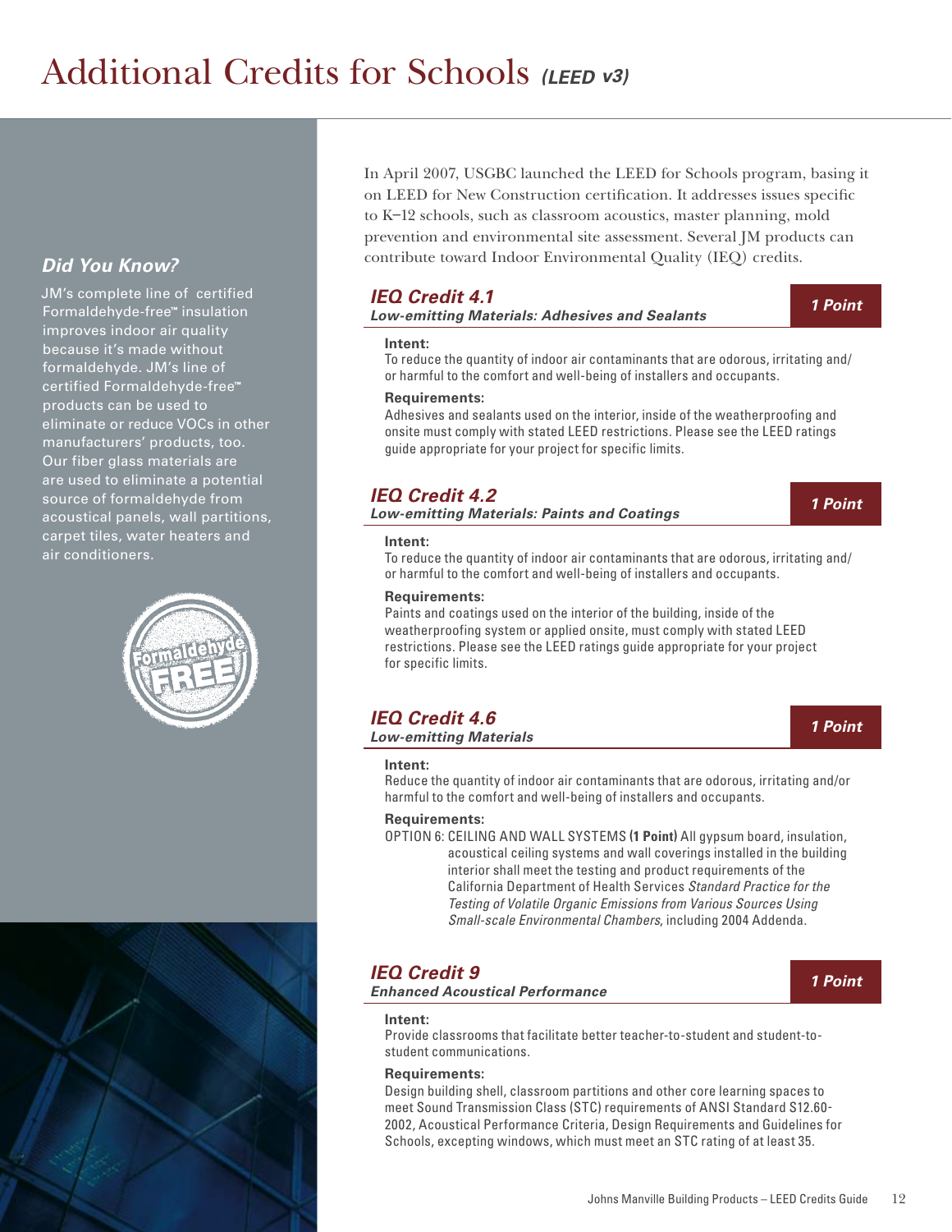# Additional Credits for Schools *(LEED v3)*

### *Did You Know?*

JM's complete line of certified Formaldehyde-free™ insulation improves indoor air quality because it's made without formaldehyde. JM's line of certified Formaldehyde-free™ products can be used to eliminate or reduce VOCs in other manufacturers' products, too. Our fiber glass materials are are used to eliminate a potential source of formaldehyde from acoustical panels, wall partitions, carpet tiles, water heaters and air conditioners.

In April 2007, USGBC launched the LEED for Schools program, basing it on LEED for New Construction certification. It addresses issues specific to K–12 schools, such as classroom acoustics, master planning, mold prevention and environmental site assessment. Several JM products can contribute toward Indoor Environmental Quality (IEQ) credits.

## *IEQ Credit 4.1* — *1 Point*

***Low-emitting Materials: Adhesives and Sealants***

**Intent:**
To reduce the quantity of indoor air contaminants that are odorous, irritating and/or harmful to the comfort and well-being of installers and occupants.

**Requirements:**
Adhesives and sealants used on the interior, inside of the weatherproofing and onsite must comply with stated LEED restrictions. Please see the LEED ratings guide appropriate for your project for specific limits.

## *IEQ Credit 4.2* — *1 Point*

***Low-emitting Materials: Paints and Coatings***

**Intent:**
To reduce the quantity of indoor air contaminants that are odorous, irritating and/or harmful to the comfort and well-being of installers and occupants.

**Requirements:**
Paints and coatings used on the interior of the building, inside of the weatherproofing system or applied onsite, must comply with stated LEED restrictions. Please see the LEED ratings guide appropriate for your project for specific limits.

## *IEQ Credit 4.6* — *1 Point*

***Low-emitting Materials***

**Intent:**
Reduce the quantity of indoor air contaminants that are odorous, irritating and/or harmful to the comfort and well-being of installers and occupants.

**Requirements:**
OPTION 6: CEILING AND WALL SYSTEMS **(1 Point)** All gypsum board, insulation, acoustical ceiling systems and wall coverings installed in the building interior shall meet the testing and product requirements of the California Department of Health Services *Standard Practice for the Testing of Volatile Organic Emissions from Various Sources Using Small-scale Environmental Chambers*, including 2004 Addenda.

## *IEQ Credit 9* — *1 Point*

***Enhanced Acoustical Performance***

**Intent:**
Provide classrooms that facilitate better teacher-to-student and student-to-student communications.

**Requirements:**
Design building shell, classroom partitions and other core learning spaces to meet Sound Transmission Class (STC) requirements of ANSI Standard S12.60-2002, Acoustical Performance Criteria, Design Requirements and Guidelines for Schools, excepting windows, which must meet an STC rating of at least 35.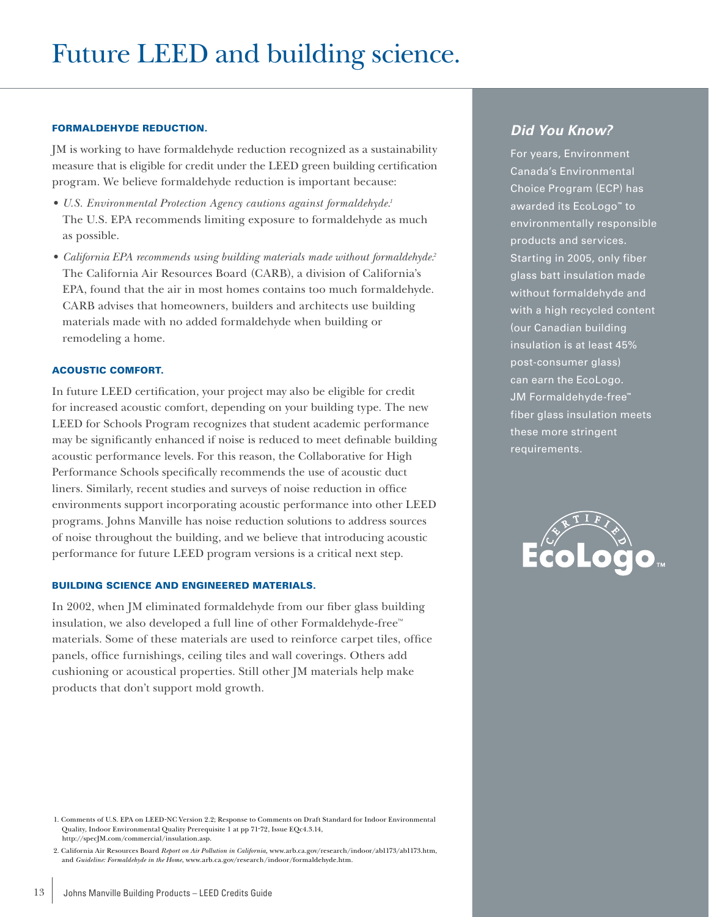# Future LEED and building science.

### FORMALDEHYDE REDUCTION.

JM is working to have formaldehyde reduction recognized as a sustainability measure that is eligible for credit under the LEED green building certification program. We believe formaldehyde reduction is important because:

- *U.S. Environmental Protection Agency cautions against formaldehyde.*[1] The U.S. EPA recommends limiting exposure to formaldehyde as much as possible.
- *California EPA recommends using building materials made without formaldehyde.*[2] The California Air Resources Board (CARB), a division of California's EPA, found that the air in most homes contains too much formaldehyde. CARB advises that homeowners, builders and architects use building materials made with no added formaldehyde when building or remodeling a home.

### ACOUSTIC COMFORT.

In future LEED certification, your project may also be eligible for credit for increased acoustic comfort, depending on your building type. The new LEED for Schools Program recognizes that student academic performance may be significantly enhanced if noise is reduced to meet definable building acoustic performance levels. For this reason, the Collaborative for High Performance Schools specifically recommends the use of acoustic duct liners. Similarly, recent studies and surveys of noise reduction in office environments support incorporating acoustic performance into other LEED programs. Johns Manville has noise reduction solutions to address sources of noise throughout the building, and we believe that introducing acoustic performance for future LEED program versions is a critical next step.

### BUILDING SCIENCE AND ENGINEERED MATERIALS.

In 2002, when JM eliminated formaldehyde from our fiber glass building insulation, we also developed a full line of other Formaldehyde-free™ materials. Some of these materials are used to reinforce carpet tiles, office panels, office furnishings, ceiling tiles and wall coverings. Others add cushioning or acoustical properties. Still other JM materials help make products that don't support mold growth.

1. Comments of U.S. EPA on LEED-NC Version 2.2; Response to Comments on Draft Standard for Indoor Environmental Quality, Indoor Environmental Quality Prerequisite 1 at pp 71-72, Issue EQc4.3.14, http://specJM.com/commercial/insulation.asp.
2. California Air Resources Board *Report on Air Pollution in California*, www.arb.ca.gov/research/indoor/ab1173/ab1173.htm, and *Guideline: Formaldehyde in the Home*, www.arb.ca.gov/research/indoor/formaldehyde.htm.

## *Did You Know?*

For years, Environment Canada's Environmental Choice Program (ECP) has awarded its EcoLogo™ to environmentally responsible products and services. Starting in 2005, only fiber glass batt insulation made without formaldehyde and with a high recycled content (our Canadian building insulation is at least 45% post-consumer glass) can earn the EcoLogo. JM Formaldehyde-free™ fiber glass insulation meets these more stringent requirements.

CERTIFIED EcoLogo™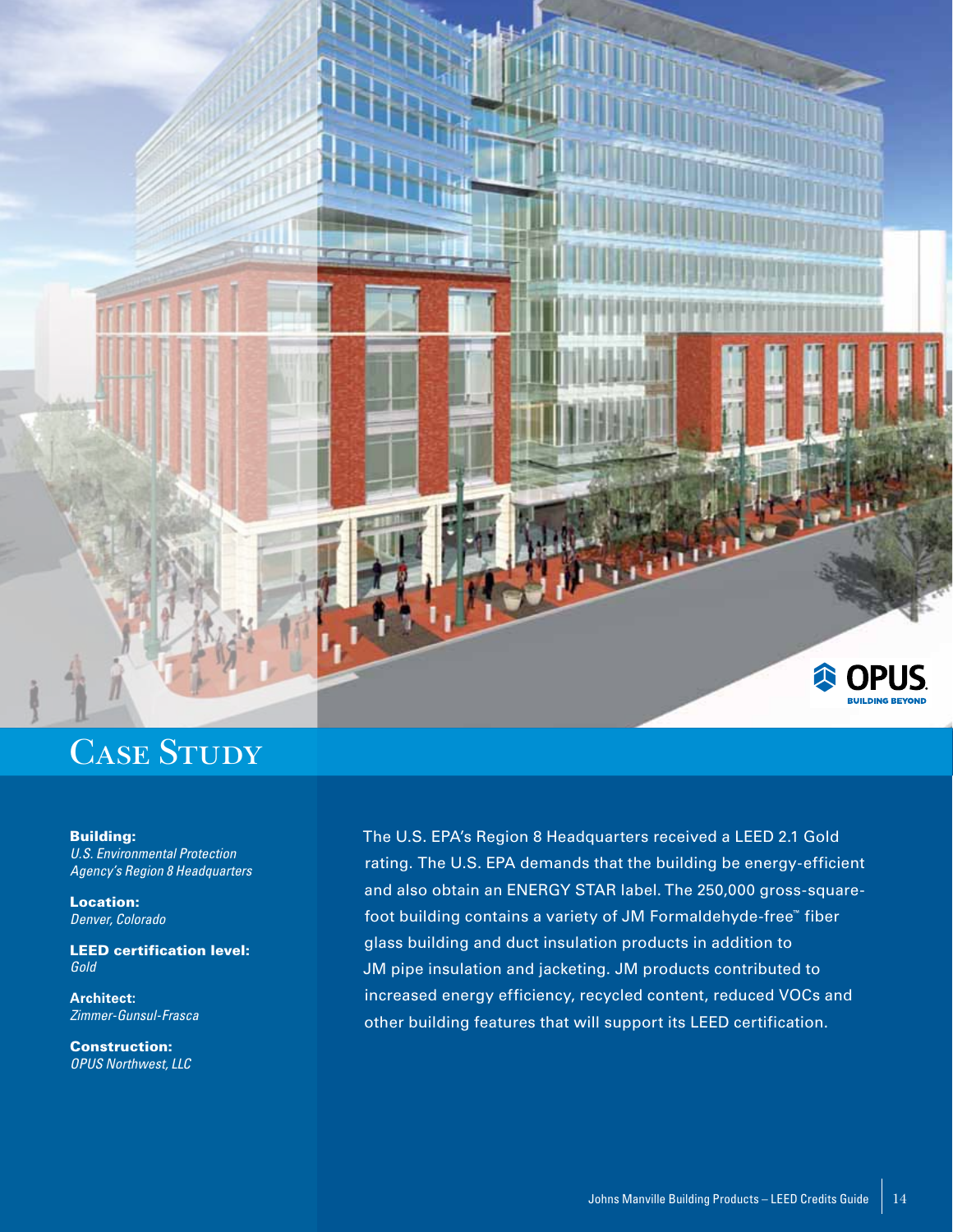# Case Study

**Building:**
*U.S. Environmental Protection Agency's Region 8 Headquarters*

**Location:**
*Denver, Colorado*

**LEED certification level:**
*Gold*

**Architect:**
*Zimmer-Gunsul-Frasca*

**Construction:**
*OPUS Northwest, LLC*

The U.S. EPA's Region 8 Headquarters received a LEED 2.1 Gold rating. The U.S. EPA demands that the building be energy-efficient and also obtain an ENERGY STAR label. The 250,000 gross-square-foot building contains a variety of JM Formaldehyde-free™ fiber glass building and duct insulation products in addition to JM pipe insulation and jacketing. JM products contributed to increased energy efficiency, recycled content, reduced VOCs and other building features that will support its LEED certification.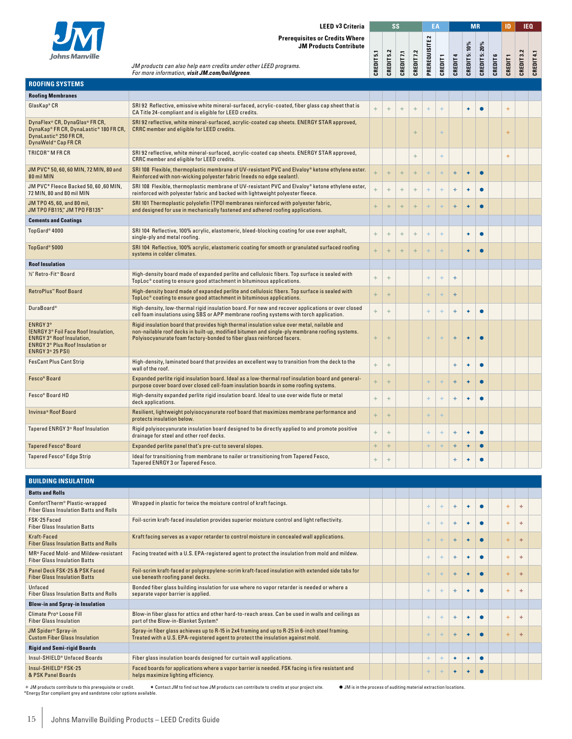**LEED v3 Criteria**

**Prerequisites or Credits Where JM Products Contribute**

*JM products can also help earn credits under other LEED programs.*
*For more information, **visit JM.com/buildgreen**.*

## ROOFING SYSTEMS

| | | SS | | | | EA | | MR | | | | ID | IEQ | |
|---|---|---|---|---|---|---|---|---|---|---|---|---|---|---|
| | | CREDIT 5.1 | CREDIT 5.2 | CREDIT 7.1 | CREDIT 7.2 | PREREQUISITE 2 | CREDIT 1 | CREDIT 4 | CREDIT 5: 10% | CREDIT 5: 20% | CREDIT 6 | CREDIT 1 | CREDIT 3.2 | CREDIT 4.1 |
| **Roofing Membranes** | | | | | | | | | | | | | | |
| GlasKap® CR | SRI 92 Reflective, emissive white mineral-surfaced, acrylic-coated, fiber glass cap sheet that is CA Title 24-compliant and is eligible for LEED credits. | ✧ | ✧ | ✧ | ✧ | ✧ | ✧ | | ✦ | ● | | ✧ | | |
| DynaFlex® CR, DynaGlas® FR CR, DynaKap® FR CR, DynaLastic® 180 FR CR, DynaLastic® 250 FR CR, DynaWeld™ Cap FR CR | SRI 92 reflective, white mineral-surfaced, acrylic-coated cap sheets. ENERGY STAR approved, CRRC member and eligible for LEED credits. | | | | ✧ | | ✧ | | | | | ✧ | | |
| TRICOR™ M FR CR | SRI 92 reflective, white mineral-surfaced, acrylic-coated cap sheets. ENERGY STAR approved, CRRC member and eligible for LEED credits. | | | | ✧ | | ✧ | | | | | ✧ | | |
| JM PVC* 50, 60, 60 MIN, 72 MIN, 80 and 80 mil MIN | SRI 108 Flexible, thermoplastic membrane of UV-resistant PVC and Elvaloy® ketone ethylene ester. Reinforced with non-wicking polyester fabric (needs no edge sealant). | ✧ | ✧ | ✧ | ✧ | ✧ | ✧ | ✧ | ✦ | ● | | | | |
| JM PVC* Fleece Backed 50, 60 ,60 MIN, 72 MIN, 80 and 80 mil MIN | SRI 108 Flexible, thermoplastic membrane of UV-resistant PVC and Elvaloy® ketone ethylene ester, reinforced with polyester fabric and backed with lightweight polyester fleece. | ✧ | ✧ | ✧ | ✧ | ✧ | ✧ | ✧ | ✦ | ● | | | | |
| JM TPO 45, 60, and 80 mil, JM TPO FB115," JM TPO FB135" | SRI 101 Thermoplastic polyolefin (TPO) membranes reinforced with polyester fabric, and designed for use in mechanically fastened and adhered roofing applications. | ✧ | ✧ | ✧ | ✧ | ✧ | ✧ | ✧ | ✦ | ● | | | | |
| **Cements and Coatings** | | | | | | | | | | | | | | |
| TopGard® 4000 | SRI 104 Reflective, 100% acrylic, elastomeric, bleed-blocking coating for use over asphalt, single-ply and metal roofing. | ✧ | ✧ | ✧ | ✧ | ✧ | ✧ | | ✦ | ● | | | | |
| TopGard® 5000 | SRI 104 Reflective, 100% acrylic, elastomeric coating for smooth or granulated surfaced roofing systems in colder climates. | ✧ | ✧ | ✧ | ✧ | ✧ | ✧ | | ✦ | ● | | | | |
| **Roof Insulation** | | | | | | | | | | | | | | |
| ½" Retro-Fit™ Board | High-density board made of expanded perlite and cellulosic fibers. Top surface is sealed with TopLoc® coating to ensure good attachment in bituminous applications. | ✧ | ✧ | | | ✧ | ✧ | ✧ | | | | | | |
| RetroPlus™ Roof Board | High-density board made of expanded perlite and cellulosic fibers. Top surface is sealed with TopLoc® coating to ensure good attachment in bituminous applications. | ✧ | ✧ | | | ✧ | ✧ | ✧ | | | | | | |
| DuraBoard® | High-density, low-thermal rigid insulation board. For new and recover applications or over closed cell foam insulations using SBS or APP membrane roofing systems with torch application. | ✧ | ✧ | | | ✧ | ✧ | ✧ | ✦ | ● | | | | |
| ENRGY 3® (ENRGY 3® Foil Face Roof Insulation, ENRGY 3® Roof Insulation, ENRGY 3® Plus Roof Insulation or ENRGY 3® 25 PSI) | Rigid insulation board that provides high thermal insulation value over metal, nailable and non-nailable roof decks in built-up, modified bitumen and single-ply membrane roofing systems. Polyisocyanurate foam factory-bonded to fiber glass reinforced facers. | ✧ | ✧ | | | ✧ | ✧ | ✧ | ✦ | ● | | | | |
| FesCant Plus Cant Strip | High-density, laminated board that provides an excellent way to transition from the deck to the wall of the roof. | ✧ | ✧ | | | | | ✧ | ✦ | ● | | | | |
| Fesco® Board | Expanded perlite rigid insulation board. Ideal as a low-thermal roof insulation board and general-purpose cover board over closed cell-foam insulation boards in some roofing systems. | ✧ | ✧ | | | ✧ | ✧ | ✧ | ✦ | ● | | | | |
| Fesco® Board HD | High-density expanded perlite rigid insulation board. Ideal to use over wide flute or metal deck applications. | ✧ | ✧ | | | ✧ | ✧ | ✧ | ✦ | ● | | | | |
| Invinsa® Roof Board | Resilient, lightweight polyisocyanurate roof board that maximizes membrane performance and protects insulation below. | ✧ | ✧ | | | ✧ | ✧ | | | | | | | |
| Tapered ENRGY 3® Roof Insulation | Rigid polyisocyanurate insulation board designed to be directly applied to and promote positive drainage for steel and other roof decks. | ✧ | ✧ | | | ✧ | ✧ | ✧ | ✦ | ● | | | | |
| Tapered Fesco® Board | Expanded perlite panel that's pre-cut to several slopes. | ✧ | ✧ | | | ✧ | ✧ | ✧ | ✦ | ● | | | | |
| Tapered Fesco® Edge Strip | Ideal for transitioning from membrane to nailer or transitioning from Tapered Fesco, Tapered ENRGY 3 or Tapered Fesco. | ✧ | ✧ | | | | | ✧ | ✦ | ● | | | | |

## BUILDING INSULATION

| | | SS | | | | EA | | MR | | | | ID | IEQ | |
|---|---|---|---|---|---|---|---|---|---|---|---|---|---|---|
| | | CREDIT 5.1 | CREDIT 5.2 | CREDIT 7.1 | CREDIT 7.2 | PREREQUISITE 2 | CREDIT 1 | CREDIT 4 | CREDIT 5: 10% | CREDIT 5: 20% | CREDIT 6 | CREDIT 1 | CREDIT 3.2 | CREDIT 4.1 |
| **Batts and Rolls** | | | | | | | | | | | | | | |
| ComfortTherm® Plastic-wrapped Fiber Glass Insulation Batts and Rolls | Wrapped in plastic for twice the moisture control of kraft facings. | | | | | ✧ | ✧ | ✧ | ✦ | ● | | ✧ | ✧ | |
| FSK-25 Faced Fiber Glass Insulation Batts | Foil-scrim kraft-faced insulation provides superior moisture control and light reflectivity. | | | | | ✧ | ✧ | ✧ | ✦ | ● | | ✧ | ✧ | |
| Kraft-Faced Fiber Glass Insulation Batts and Rolls | Kraft facing serves as a vapor retarder to control moisture in concealed wall applications. | | | | | ✧ | ✧ | ✧ | ✦ | ● | | ✧ | ✧ | |
| MR® Faced Mold- and Mildew-resistant Fiber Glass Insulation Batts | Facing treated with a U.S. EPA-registered agent to protect the insulation from mold and mildew. | | | | | ✧ | ✧ | ✧ | ✦ | ● | | ✧ | ✧ | |
| Panel Deck FSK-25 & PSK Faced Fiber Glass Insulation Batts | Foil-scrim kraft-faced or polypropylene-scrim kraft-faced insulation with extended side tabs for use beneath roofing panel decks. | | | | | ✧ | ✧ | ✧ | ✦ | ● | | ✧ | ✧ | |
| Unfaced Fiber Glass Insulation Batts and Rolls | Bonded fiber glass building insulation for use where no vapor retarder is needed or where a separate vapor barrier is applied. | | | | | ✧ | ✧ | ✧ | ✦ | ● | | ✧ | ✧ | |
| **Blow-in and Spray-in Insulation** | | | | | | | | | | | | | | |
| Climate Pro® Loose Fill Fiber Glass Insulation | Blow-in fiber glass for attics and other hard-to-reach areas. Can be used in walls and ceilings as part of the Blow-in-Blanket System® | | | | | ✧ | ✧ | ✧ | ✦ | ● | | ✧ | ✧ | |
| JM Spider® Spray-in Custom Fiber Glass Insulation | Spray-in fiber glass achieves up to R-15 in 2x4 framing and up to R-25 in 6-inch steel framing. Treated with a U.S. EPA-registered agent to protect the insulation against mold. | | | | | ✧ | ✧ | ✧ | ✦ | ● | | ✧ | ✧ | |
| **Rigid and Semi-rigid Boards** | | | | | | | | | | | | | | |
| Insul-SHIELD® Unfaced Boards | Fiber glass insulation boards designed for curtain wall applications. | | | | | ✧ | ✧ | ✦ | ✦ | ● | | | | |
| Insul-SHIELD® FSK-25 & PSK Panel Boards | Faced boards for applications where a vapor barrier is needed. FSK facing is fire resistant and helps maximize lighting efficiency. | | | | | ✧ | ✧ | ✦ | ✦ | ● | | | | |

✧ JM products contribute to this prerequisite or credit. ✦ Contact JM to find out how JM products can contribute to credits at your project site. ● JM is in the process of auditing material extraction locations.

*Energy Star compliant grey and sandstone color options available.

Johns Manville Building Products – LEED Credits Guide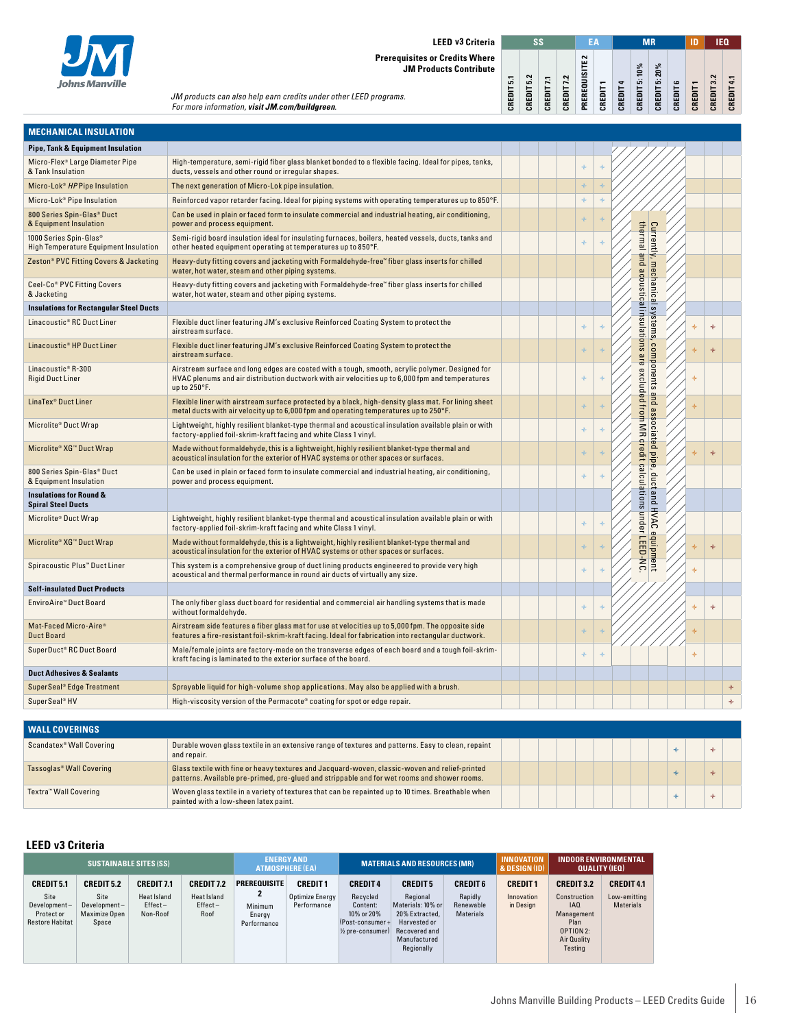**LEED v3 Criteria**

**Prerequisites or Credits Where JM Products Contribute**

*JM products can also help earn credits under other LEED programs. For more information, visit JM.com/buildgreen.*

| Product | Description | SS Credit 5.1 | SS Credit 5.2 | SS Credit 7.1 | SS Credit 7.2 | EA Prerequisite 2 | EA Credit 1 | MR Credit 4 | MR Credit 5: 10% | MR Credit 5: 20% | MR Credit 6 | ID Credit 1 | IEQ Credit 3.2 | IEQ Credit 4.1 |
|---|---|---|---|---|---|---|---|---|---|---|---|---|---|---|
| **MECHANICAL INSULATION** | | | | | | | | | | | | | | |
| **Pipe, Tank & Equipment Insulation** | | | | | | | | | | | | | | |
| Micro-Flex® Large Diameter Pipe & Tank Insulation | High-temperature, semi-rigid fiber glass blanket bonded to a flexible facing. Ideal for pipes, tanks, ducts, vessels and other round or irregular shapes. | | | | | + | + | | | | | | | |
| Micro-Lok® *HP* Pipe Insulation | The next generation of Micro-Lok pipe insulation. | | | | | + | + | | | | | | | |
| Micro-Lok® Pipe Insulation | Reinforced vapor retarder facing. Ideal for piping systems with operating temperatures up to 850°F. | | | | | + | + | | | | | | | |
| 800 Series Spin-Glas® Duct & Equipment Insulation | Can be used in plain or faced form to insulate commercial and industrial heating, air conditioning, power and process equipment. | | | | | + | + | | | | | | | |
| 1000 Series Spin-Glas® High Temperature Equipment Insulation | Semi-rigid board insulation ideal for insulating furnaces, boilers, heated vessels, ducts, tanks and other heated operating at temperatures up to 850°F. | | | | | + | + | | | | | | | |
| Zeston® PVC Fitting Covers & Jacketing | Heavy-duty fitting covers and jacketing with Formaldehyde-free™ fiber glass inserts for chilled water, hot water, steam and other piping systems. | | | | | | | | | | | | | |
| Ceel-Co® PVC Fitting Covers & Jacketing | Heavy-duty fitting covers and jacketing with Formaldehyde-free™ fiber glass inserts for chilled water, hot water, steam and other piping systems. | | | | | | | | | | | | | |
| **Insulations for Rectangular Steel Ducts** | | | | | | | | | | | | | | |
| Linacoustic® RC Duct Liner | Flexible duct liner featuring JM's exclusive Reinforced Coating System to protect the airstream surface. | | | | | + | + | | | | | + | + | |
| Linacoustic® HP Duct Liner | Flexible duct liner featuring JM's exclusive Reinforced Coating System to protect the airstream surface. | | | | | + | + | | | | | + | + | |
| Linacoustic® R-300 Rigid Duct Liner | Airstream surface and long edges are coated with a tough, smooth, acrylic polymer. Designed for HVAC plenums and air distribution ductwork with air velocities up to 6,000 fpm and temperatures up to 250°F. | | | | | + | + | | | | | + | | |
| LinaTex® Duct Liner | Flexible liner with airstream surface protected by a black, high-density glass mat. For lining sheet metal ducts with air velocity up to 6,000 fpm and operating temperatures up to 250°F. | | | | | + | + | | | | | + | | |
| Microlite® Duct Wrap | Lightweight, highly resilient blanket-type thermal and acoustical insulation available plain or with factory-applied foil-skrim-kraft facing and white Class 1 vinyl. | | | | | + | + | | | | | | | |
| Microlite® XG™ Duct Wrap | Made without formaldehyde, this is a lightweight, highly resilient blanket-type thermal and acoustical insulation for the exterior of HVAC systems or other spaces or surfaces. | | | | | + | + | | | | | + | + | |
| 800 Series Spin-Glas® Duct & Equipment Insulation | Can be used in plain or faced form to insulate commercial and industrial heating, air conditioning, power and process equipment. | | | | | + | + | | | | | | | |
| **Insulations for Round & Spiral Steel Ducts** | | | | | | | | | | | | | | |
| Microlite® Duct Wrap | Lightweight, highly resilient blanket-type thermal and acoustical insulation available plain or with factory-applied foil-skrim-kraft facing and white Class 1 vinyl. | | | | | + | + | | | | | | | |
| Microlite® XG™ Duct Wrap | Made without formaldehyde, this is a lightweight, highly resilient blanket-type thermal and acoustical insulation for the exterior of HVAC systems or other spaces or surfaces. | | | | | + | + | | | | | + | + | |
| Spiracoustic Plus™ Duct Liner | This system is a comprehensive group of duct lining products engineered to provide very high acoustical and thermal performance in round air ducts of virtually any size. | | | | | + | + | | | | | + | | |
| **Self-insulated Duct Products** | | | | | | | | | | | | | | |
| EnviroAire™ Duct Board | The only fiber glass duct board for residential and commercial air handling systems that is made without formaldehyde. | | | | | + | + | | | | | + | + | |
| Mat-Faced Micro-Aire® Duct Board | Airstream side features a fiber glass mat for use at velocities up to 5,000 fpm. The opposite side features a fire-resistant foil-skrim-kraft facing. Ideal for fabrication into rectangular ductwork. | | | | | + | + | | | | | + | | |
| SuperDuct® RC Duct Board | Male/female joints are factory-made on the transverse edges of each board and a tough foil-skrim-kraft facing is laminated to the exterior surface of the board. | | | | | + | + | | | | | + | | |
| **Duct Adhesives & Sealants** | | | | | | | | | | | | | | |
| SuperSeal® Edge Treatment | Sprayable liquid for high-volume shop applications. May also be applied with a brush. | | | | | | | | | | | | | + |
| SuperSeal® HV | High-viscosity version of the Permacote® coating for spot or edge repair. | | | | | | | | | | | | | + |
| **WALL COVERINGS** | | | | | | | | | | | | | | |
| Scandatex® Wall Covering | Durable woven glass textile in an extensive range of textures and patterns. Easy to clean, repaint and repair. | | | | | | | | | | + | | + | |
| Tassoglas® Wall Covering | Glass textile with fine or heavy textures and Jacquard-woven, classic-woven and relief-printed patterns. Available pre-primed, pre-glued and strippable and for wet rooms and shower rooms. | | | | | | | | | | + | | + | |
| Textra™ Wall Covering | Woven glass textile in a variety of textures that can be repainted up to 10 times. Breathable when painted with a low-sheen latex paint. | | | | | | | | | | + | | + | |

*Currently, mechanical systems, components and associated pipe, duct and HVAC equipment thermal and acoustical insulations are excluded from MR credit calculations under LEED-NC.* (applies to MR Credit 4, Credit 5: 10%, Credit 5: 20% and Credit 6 columns for Mechanical Insulation)

## LEED v3 Criteria

| Sustainable Sites (SS) | | | | Energy and Atmosphere (EA) | | Materials and Resources (MR) | | | Innovation & Design (ID) | Indoor Environmental Quality (IEQ) | |
|---|---|---|---|---|---|---|---|---|---|---|---|
| **Credit 5.1** | **Credit 5.2** | **Credit 7.1** | **Credit 7.2** | **Prerequisite 2** | **Credit 1** | **Credit 4** | **Credit 5** | **Credit 6** | **Credit 1** | **Credit 3.2** | **Credit 4.1** |
| Site Development – Protect or Restore Habitat | Site Development – Maximize Open Space | Heat Island Effect – Non-Roof | Heat Island Effect – Roof | Minimum Energy Performance | Optimize Energy Performance | Recycled Content: 10% or 20% (Post-consumer + ½ pre-consumer) | Regional Materials: 10% or 20% Extracted, Harvested or Recovered and Manufactured Regionally | Rapidly Renewable Materials | Innovation in Design | Construction IAQ Management Plan OPTION 2: Air Quality Testing | Low-emitting Materials |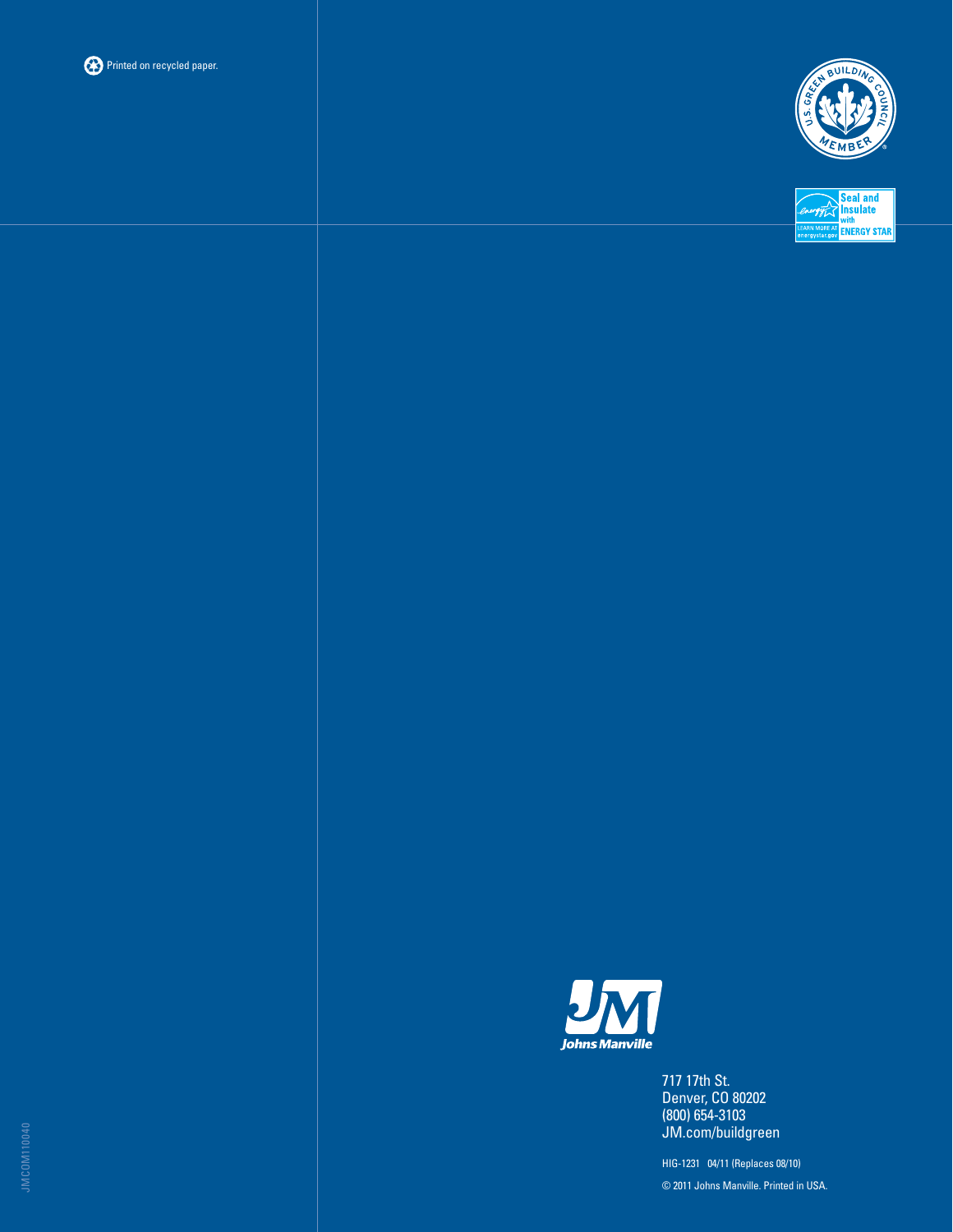Printed on recycled paper.

Seal and Insulate with ENERGY STAR

LEARN MORE AT energystar.gov

Johns Manville

717 17th St.
Denver, CO 80202
(800) 654-3103
JM.com/buildgreen

HIG-1231 04/11 (Replaces 08/10)

© 2011 Johns Manville. Printed in USA.

JMCOM110040